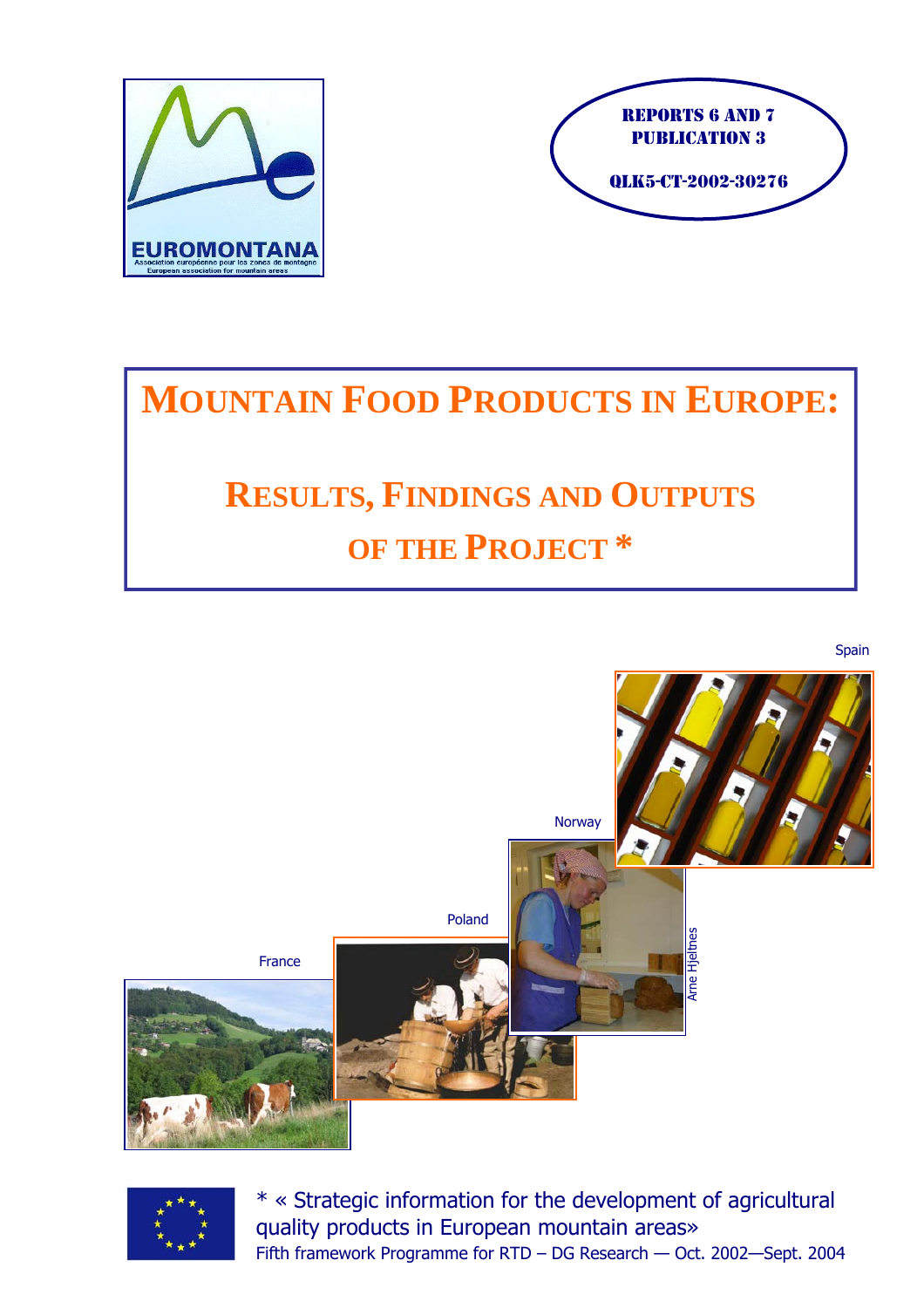EUROMONTANA

Association européenne pour les zones de montagne

European association for mountain areas

**REPORTS 6 AND 7**
**PUBLICATION 3**

**QLK5-CT-2002-30276**

# MOUNTAIN FOOD PRODUCTS IN EUROPE:

## RESULTS, FINDINGS AND OUTPUTS OF THE PROJECT *

Spain

Norway

Arne Hjeltnes

Poland

France

\* « Strategic information for the development of agricultural quality products in European mountain areas»

Fifth framework Programme for RTD – DG Research — Oct. 2002—Sept. 2004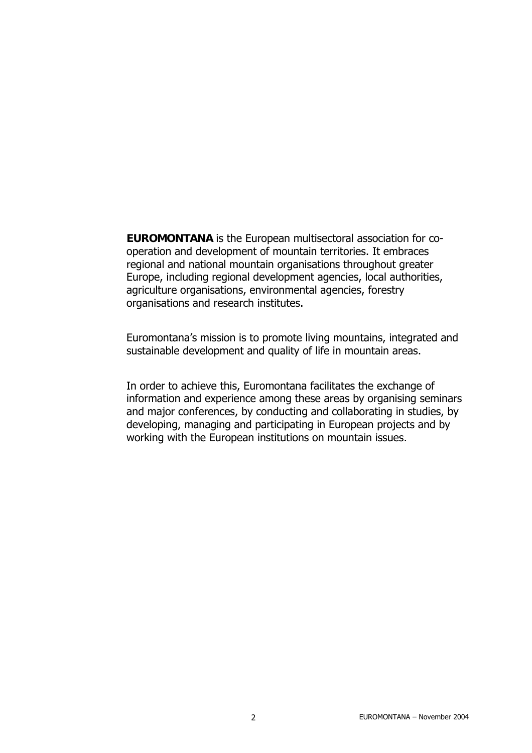**EUROMONTANA** is the European multisectoral association for co-operation and development of mountain territories. It embraces regional and national mountain organisations throughout greater Europe, including regional development agencies, local authorities, agriculture organisations, environmental agencies, forestry organisations and research institutes.

Euromontana's mission is to promote living mountains, integrated and sustainable development and quality of life in mountain areas.

In order to achieve this, Euromontana facilitates the exchange of information and experience among these areas by organising seminars and major conferences, by conducting and collaborating in studies, by developing, managing and participating in European projects and by working with the European institutions on mountain issues.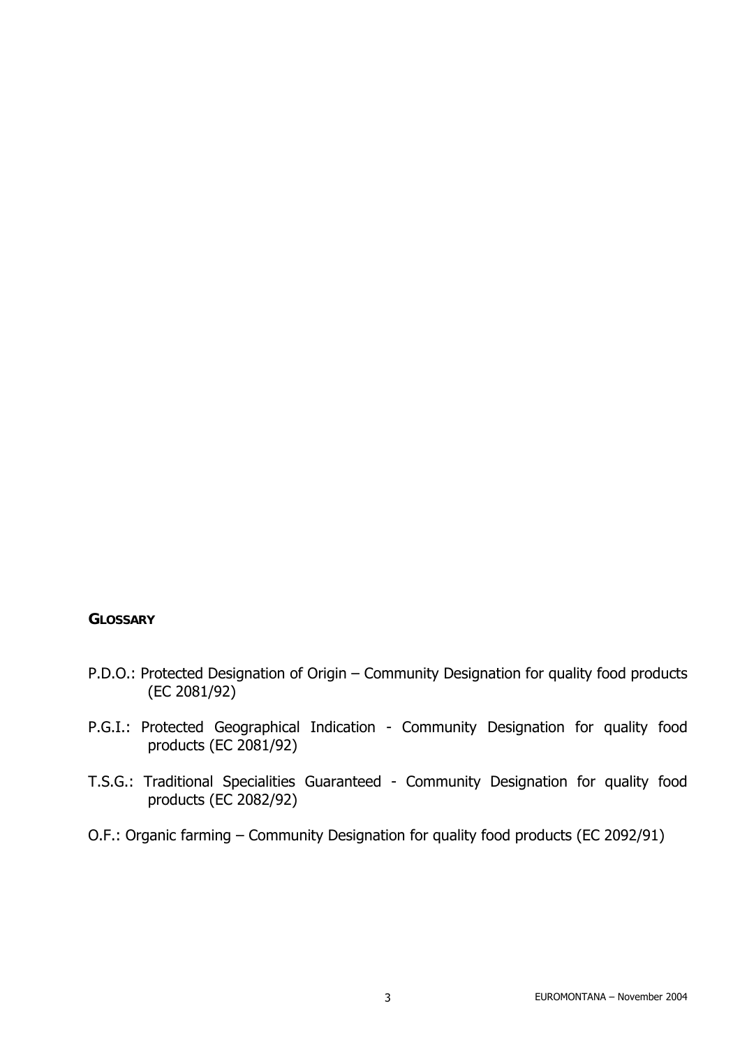## GLOSSARY

P.D.O.: Protected Designation of Origin – Community Designation for quality food products (EC 2081/92)

P.G.I.: Protected Geographical Indication - Community Designation for quality food products (EC 2081/92)

T.S.G.: Traditional Specialities Guaranteed - Community Designation for quality food products (EC 2082/92)

O.F.: Organic farming – Community Designation for quality food products (EC 2092/91)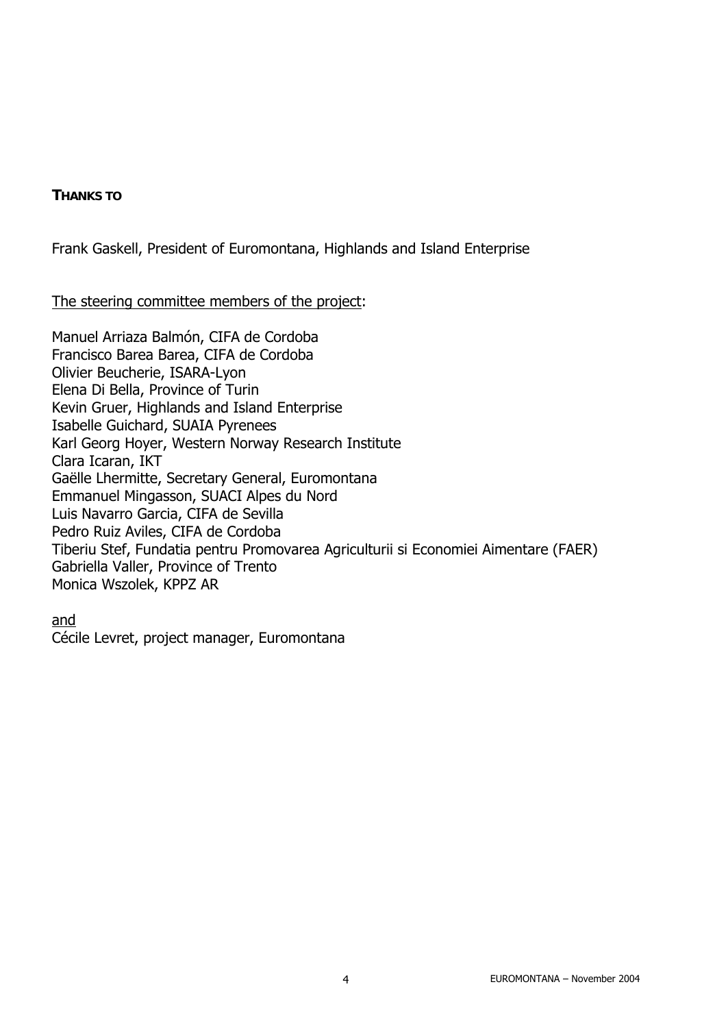**THANKS TO**

Frank Gaskell, President of Euromontana, Highlands and Island Enterprise

<u>The steering committee members of the project</u>:

Manuel Arriaza Balmón, CIFA de Cordoba
Francisco Barea Barea, CIFA de Cordoba
Olivier Beucherie, ISARA-Lyon
Elena Di Bella, Province of Turin
Kevin Gruer, Highlands and Island Enterprise
Isabelle Guichard, SUAIA Pyrenees
Karl Georg Hoyer, Western Norway Research Institute
Clara Icaran, IKT
Gaëlle Lhermitte, Secretary General, Euromontana
Emmanuel Mingasson, SUACI Alpes du Nord
Luis Navarro Garcia, CIFA de Sevilla
Pedro Ruiz Aviles, CIFA de Cordoba
Tiberiu Stef, Fundatia pentru Promovarea Agriculturii si Economiei Aimentare (FAER)
Gabriella Valler, Province of Trento
Monica Wszolek, KPPZ AR

<u>and</u>
Cécile Levret, project manager, Euromontana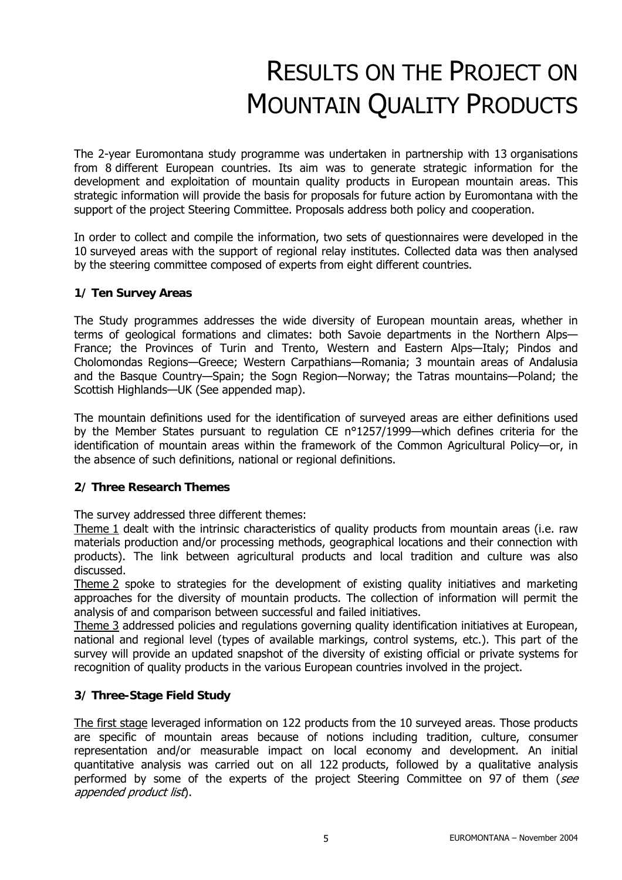# RESULTS ON THE PROJECT ON MOUNTAIN QUALITY PRODUCTS

The 2-year Euromontana study programme was undertaken in partnership with 13 organisations from 8 different European countries. Its aim was to generate strategic information for the development and exploitation of mountain quality products in European mountain areas. This strategic information will provide the basis for proposals for future action by Euromontana with the support of the project Steering Committee. Proposals address both policy and cooperation.

In order to collect and compile the information, two sets of questionnaires were developed in the 10 surveyed areas with the support of regional relay institutes. Collected data was then analysed by the steering committee composed of experts from eight different countries.

### 1/ Ten Survey Areas

The Study programmes addresses the wide diversity of European mountain areas, whether in terms of geological formations and climates: both Savoie departments in the Northern Alps—France; the Provinces of Turin and Trento, Western and Eastern Alps—Italy; Pindos and Cholomondas Regions—Greece; Western Carpathians—Romania; 3 mountain areas of Andalusia and the Basque Country—Spain; the Sogn Region—Norway; the Tatras mountains—Poland; the Scottish Highlands—UK (See appended map).

The mountain definitions used for the identification of surveyed areas are either definitions used by the Member States pursuant to regulation CE n°1257/1999—which defines criteria for the identification of mountain areas within the framework of the Common Agricultural Policy—or, in the absence of such definitions, national or regional definitions.

### 2/ Three Research Themes

The survey addressed three different themes:

Theme 1 dealt with the intrinsic characteristics of quality products from mountain areas (i.e. raw materials production and/or processing methods, geographical locations and their connection with products). The link between agricultural products and local tradition and culture was also discussed.

Theme 2 spoke to strategies for the development of existing quality initiatives and marketing approaches for the diversity of mountain products. The collection of information will permit the analysis of and comparison between successful and failed initiatives.

Theme 3 addressed policies and regulations governing quality identification initiatives at European, national and regional level (types of available markings, control systems, etc.). This part of the survey will provide an updated snapshot of the diversity of existing official or private systems for recognition of quality products in the various European countries involved in the project.

### 3/ Three-Stage Field Study

The first stage leveraged information on 122 products from the 10 surveyed areas. Those products are specific of mountain areas because of notions including tradition, culture, consumer representation and/or measurable impact on local economy and development. An initial quantitative analysis was carried out on all 122 products, followed by a qualitative analysis performed by some of the experts of the project Steering Committee on 97 of them (*see appended product list*).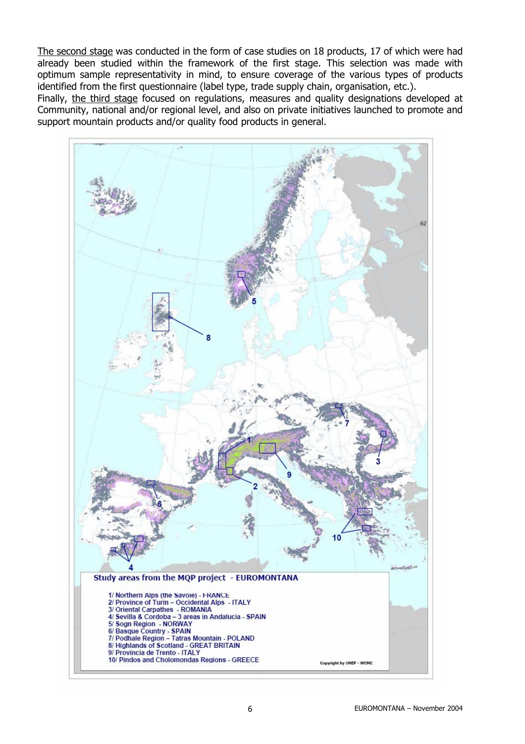The second stage was conducted in the form of case studies on 18 products, 17 of which were had already been studied within the framework of the first stage. This selection was made with optimum sample representativity in mind, to ensure coverage of the various types of products identified from the first questionnaire (label type, trade supply chain, organisation, etc.).

Finally, the third stage focused on regulations, measures and quality designations developed at Community, national and/or regional level, and also on private initiatives launched to promote and support mountain products and/or quality food products in general.

**Study areas from the MQP project - EUROMONTANA**

1/ Northern Alps (the Savoie) - FRANCE
2/ Province of Turin – Occidental Alps - ITALY
3/ Oriental Carpathes - ROMANIA
4/ Sevilla & Cordoba – 3 areas in Andalucia - SPAIN
5/ Sogn Region - NORWAY
6/ Basque Country - SPAIN
7/ Podhale Region – Tatras Mountain - POLAND
8/ Highlands of Scotland - GREAT BRITAIN
9/ Provincia de Trento - ITALY
10/ Pindos and Cholomondas Regions - GREECE

Copyright by UNEP - WCMC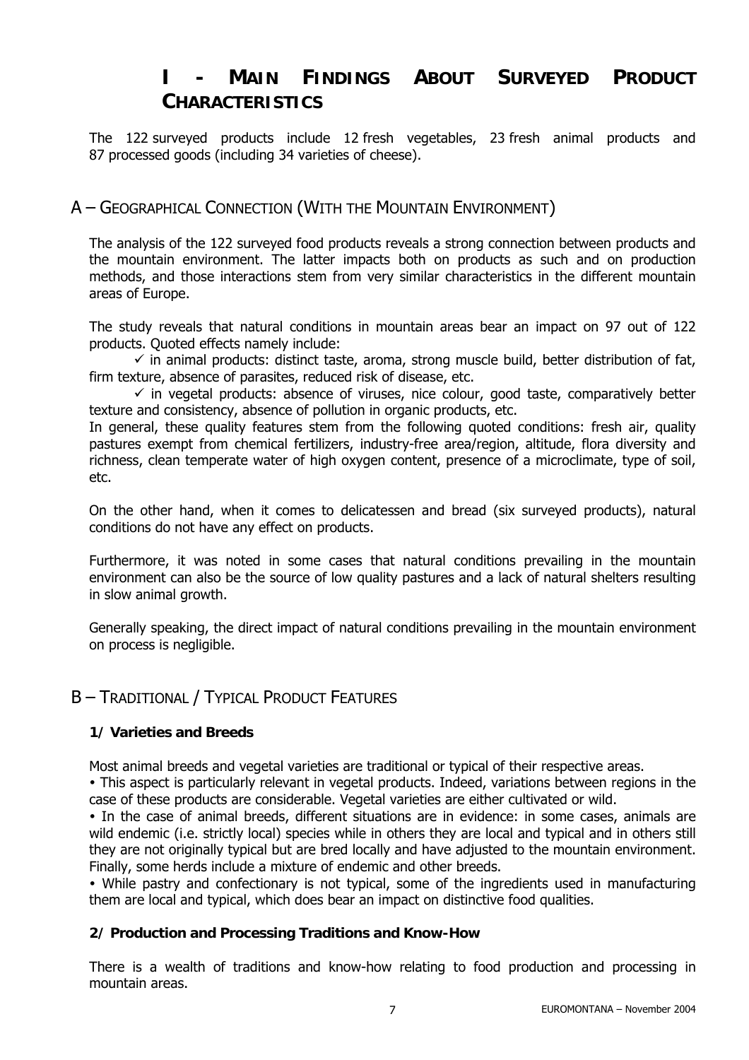# I - Main Findings About Surveyed Product Characteristics

The 122 surveyed products include 12 fresh vegetables, 23 fresh animal products and 87 processed goods (including 34 varieties of cheese).

## A – Geographical Connection (With the Mountain Environment)

The analysis of the 122 surveyed food products reveals a strong connection between products and the mountain environment. The latter impacts both on products as such and on production methods, and those interactions stem from very similar characteristics in the different mountain areas of Europe.

The study reveals that natural conditions in mountain areas bear an impact on 97 out of 122 products. Quoted effects namely include:

- ✓ in animal products: distinct taste, aroma, strong muscle build, better distribution of fat, firm texture, absence of parasites, reduced risk of disease, etc.
- ✓ in vegetal products: absence of viruses, nice colour, good taste, comparatively better texture and consistency, absence of pollution in organic products, etc.

In general, these quality features stem from the following quoted conditions: fresh air, quality pastures exempt from chemical fertilizers, industry-free area/region, altitude, flora diversity and richness, clean temperate water of high oxygen content, presence of a microclimate, type of soil, etc.

On the other hand, when it comes to delicatessen and bread (six surveyed products), natural conditions do not have any effect on products.

Furthermore, it was noted in some cases that natural conditions prevailing in the mountain environment can also be the source of low quality pastures and a lack of natural shelters resulting in slow animal growth.

Generally speaking, the direct impact of natural conditions prevailing in the mountain environment on process is negligible.

## B – Traditional / Typical Product Features

### 1/ Varieties and Breeds

Most animal breeds and vegetal varieties are traditional or typical of their respective areas.

- This aspect is particularly relevant in vegetal products. Indeed, variations between regions in the case of these products are considerable. Vegetal varieties are either cultivated or wild.
- In the case of animal breeds, different situations are in evidence: in some cases, animals are wild endemic (i.e. strictly local) species while in others they are local and typical and in others still they are not originally typical but are bred locally and have adjusted to the mountain environment. Finally, some herds include a mixture of endemic and other breeds.
- While pastry and confectionary is not typical, some of the ingredients used in manufacturing them are local and typical, which does bear an impact on distinctive food qualities.

### 2/ Production and Processing Traditions and Know-How

There is a wealth of traditions and know-how relating to food production and processing in mountain areas.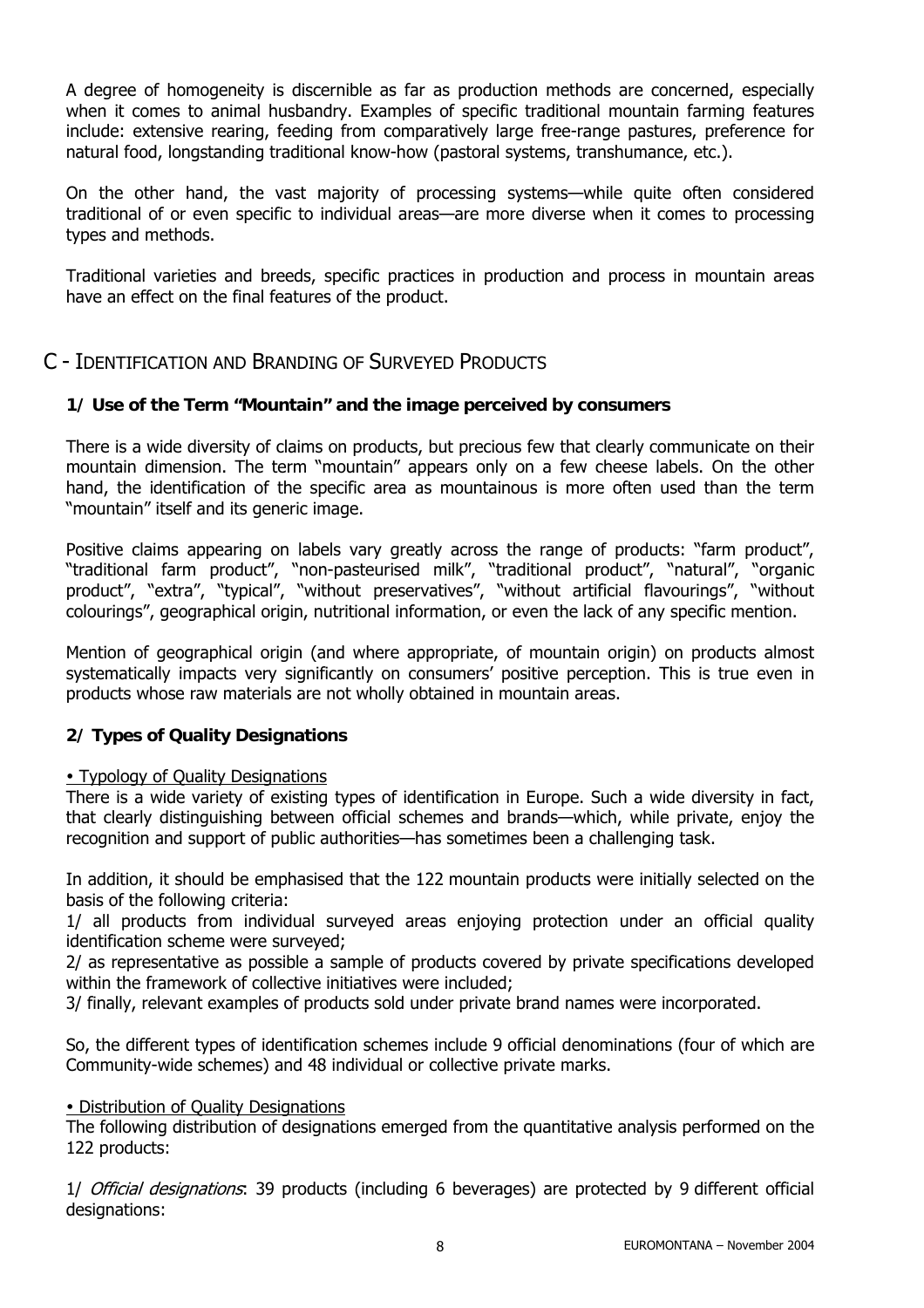A degree of homogeneity is discernible as far as production methods are concerned, especially when it comes to animal husbandry. Examples of specific traditional mountain farming features include: extensive rearing, feeding from comparatively large free-range pastures, preference for natural food, longstanding traditional know-how (pastoral systems, transhumance, etc.).

On the other hand, the vast majority of processing systems—while quite often considered traditional of or even specific to individual areas—are more diverse when it comes to processing types and methods.

Traditional varieties and breeds, specific practices in production and process in mountain areas have an effect on the final features of the product.

## C - IDENTIFICATION AND BRANDING OF SURVEYED PRODUCTS

### 1/ Use of the Term "Mountain" and the image perceived by consumers

There is a wide diversity of claims on products, but precious few that clearly communicate on their mountain dimension. The term "mountain" appears only on a few cheese labels. On the other hand, the identification of the specific area as mountainous is more often used than the term "mountain" itself and its generic image.

Positive claims appearing on labels vary greatly across the range of products: "farm product", "traditional farm product", "non-pasteurised milk", "traditional product", "natural", "organic product", "extra", "typical", "without preservatives", "without artificial flavourings", "without colourings", geographical origin, nutritional information, or even the lack of any specific mention.

Mention of geographical origin (and where appropriate, of mountain origin) on products almost systematically impacts very significantly on consumers' positive perception. This is true even in products whose raw materials are not wholly obtained in mountain areas.

### 2/ Types of Quality Designations

<u>• Typology of Quality Designations</u>

There is a wide variety of existing types of identification in Europe. Such a wide diversity in fact, that clearly distinguishing between official schemes and brands—which, while private, enjoy the recognition and support of public authorities—has sometimes been a challenging task.

In addition, it should be emphasised that the 122 mountain products were initially selected on the basis of the following criteria:

1/ all products from individual surveyed areas enjoying protection under an official quality identification scheme were surveyed;

2/ as representative as possible a sample of products covered by private specifications developed within the framework of collective initiatives were included;

3/ finally, relevant examples of products sold under private brand names were incorporated.

So, the different types of identification schemes include 9 official denominations (four of which are Community-wide schemes) and 48 individual or collective private marks.

<u>• Distribution of Quality Designations</u>

The following distribution of designations emerged from the quantitative analysis performed on the 122 products:

1/ *Official designations*: 39 products (including 6 beverages) are protected by 9 different official designations: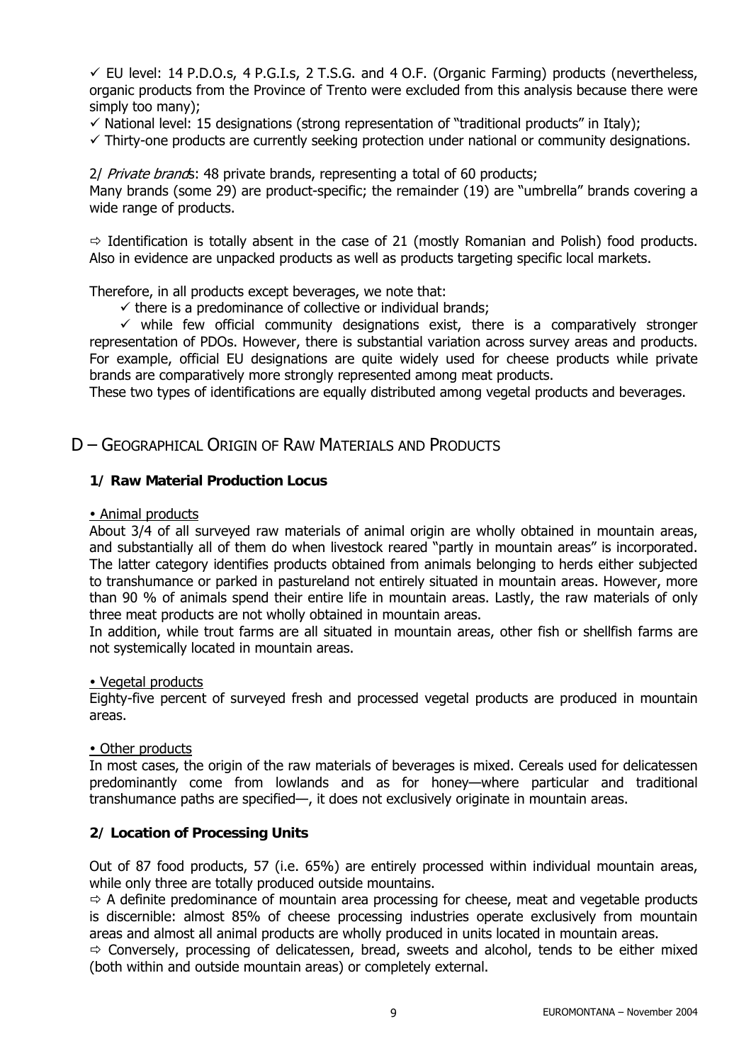✓ EU level: 14 P.D.O.s, 4 P.G.I.s, 2 T.S.G. and 4 O.F. (Organic Farming) products (nevertheless, organic products from the Province of Trento were excluded from this analysis because there were simply too many);

✓ National level: 15 designations (strong representation of "traditional products" in Italy);

✓ Thirty-one products are currently seeking protection under national or community designations.

2/ *Private brands*: 48 private brands, representing a total of 60 products;

Many brands (some 29) are product-specific; the remainder (19) are "umbrella" brands covering a wide range of products.

⇨ Identification is totally absent in the case of 21 (mostly Romanian and Polish) food products. Also in evidence are unpacked products as well as products targeting specific local markets.

Therefore, in all products except beverages, we note that:

✓ there is a predominance of collective or individual brands;

✓ while few official community designations exist, there is a comparatively stronger representation of PDOs. However, there is substantial variation across survey areas and products. For example, official EU designations are quite widely used for cheese products while private brands are comparatively more strongly represented among meat products.

These two types of identifications are equally distributed among vegetal products and beverages.

# D – Geographical Origin of Raw Materials and Products

## 1/ Raw Material Production Locus

• Animal products

About 3/4 of all surveyed raw materials of animal origin are wholly obtained in mountain areas, and substantially all of them do when livestock reared "partly in mountain areas" is incorporated. The latter category identifies products obtained from animals belonging to herds either subjected to transhumance or parked in pastureland not entirely situated in mountain areas. However, more than 90 % of animals spend their entire life in mountain areas. Lastly, the raw materials of only three meat products are not wholly obtained in mountain areas.

In addition, while trout farms are all situated in mountain areas, other fish or shellfish farms are not systemically located in mountain areas.

• Vegetal products

Eighty-five percent of surveyed fresh and processed vegetal products are produced in mountain areas.

• Other products

In most cases, the origin of the raw materials of beverages is mixed. Cereals used for delicatessen predominantly come from lowlands and as for honey—where particular and traditional transhumance paths are specified—, it does not exclusively originate in mountain areas.

## 2/ Location of Processing Units

Out of 87 food products, 57 (i.e. 65%) are entirely processed within individual mountain areas, while only three are totally produced outside mountains.

⇨ A definite predominance of mountain area processing for cheese, meat and vegetable products is discernible: almost 85% of cheese processing industries operate exclusively from mountain areas and almost all animal products are wholly produced in units located in mountain areas.

⇨ Conversely, processing of delicatessen, bread, sweets and alcohol, tends to be either mixed (both within and outside mountain areas) or completely external.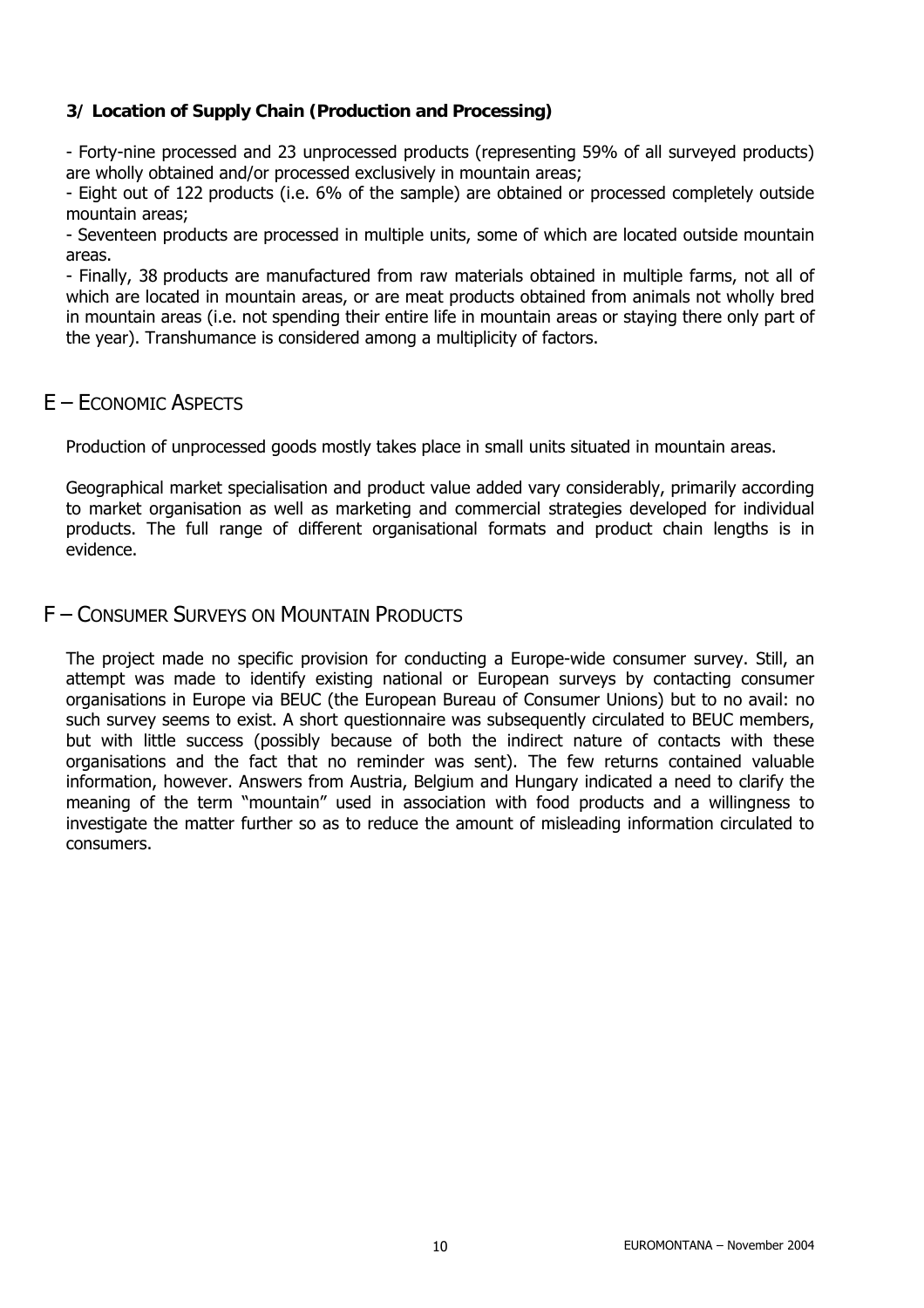### 3/ Location of Supply Chain (Production and Processing)

- Forty-nine processed and 23 unprocessed products (representing 59% of all surveyed products) are wholly obtained and/or processed exclusively in mountain areas;
- Eight out of 122 products (i.e. 6% of the sample) are obtained or processed completely outside mountain areas;
- Seventeen products are processed in multiple units, some of which are located outside mountain areas.
- Finally, 38 products are manufactured from raw materials obtained in multiple farms, not all of which are located in mountain areas, or are meat products obtained from animals not wholly bred in mountain areas (i.e. not spending their entire life in mountain areas or staying there only part of the year). Transhumance is considered among a multiplicity of factors.

## E – Economic Aspects

Production of unprocessed goods mostly takes place in small units situated in mountain areas.

Geographical market specialisation and product value added vary considerably, primarily according to market organisation as well as marketing and commercial strategies developed for individual products. The full range of different organisational formats and product chain lengths is in evidence.

## F – Consumer Surveys on Mountain Products

The project made no specific provision for conducting a Europe-wide consumer survey. Still, an attempt was made to identify existing national or European surveys by contacting consumer organisations in Europe via BEUC (the European Bureau of Consumer Unions) but to no avail: no such survey seems to exist. A short questionnaire was subsequently circulated to BEUC members, but with little success (possibly because of both the indirect nature of contacts with these organisations and the fact that no reminder was sent). The few returns contained valuable information, however. Answers from Austria, Belgium and Hungary indicated a need to clarify the meaning of the term "mountain" used in association with food products and a willingness to investigate the matter further so as to reduce the amount of misleading information circulated to consumers.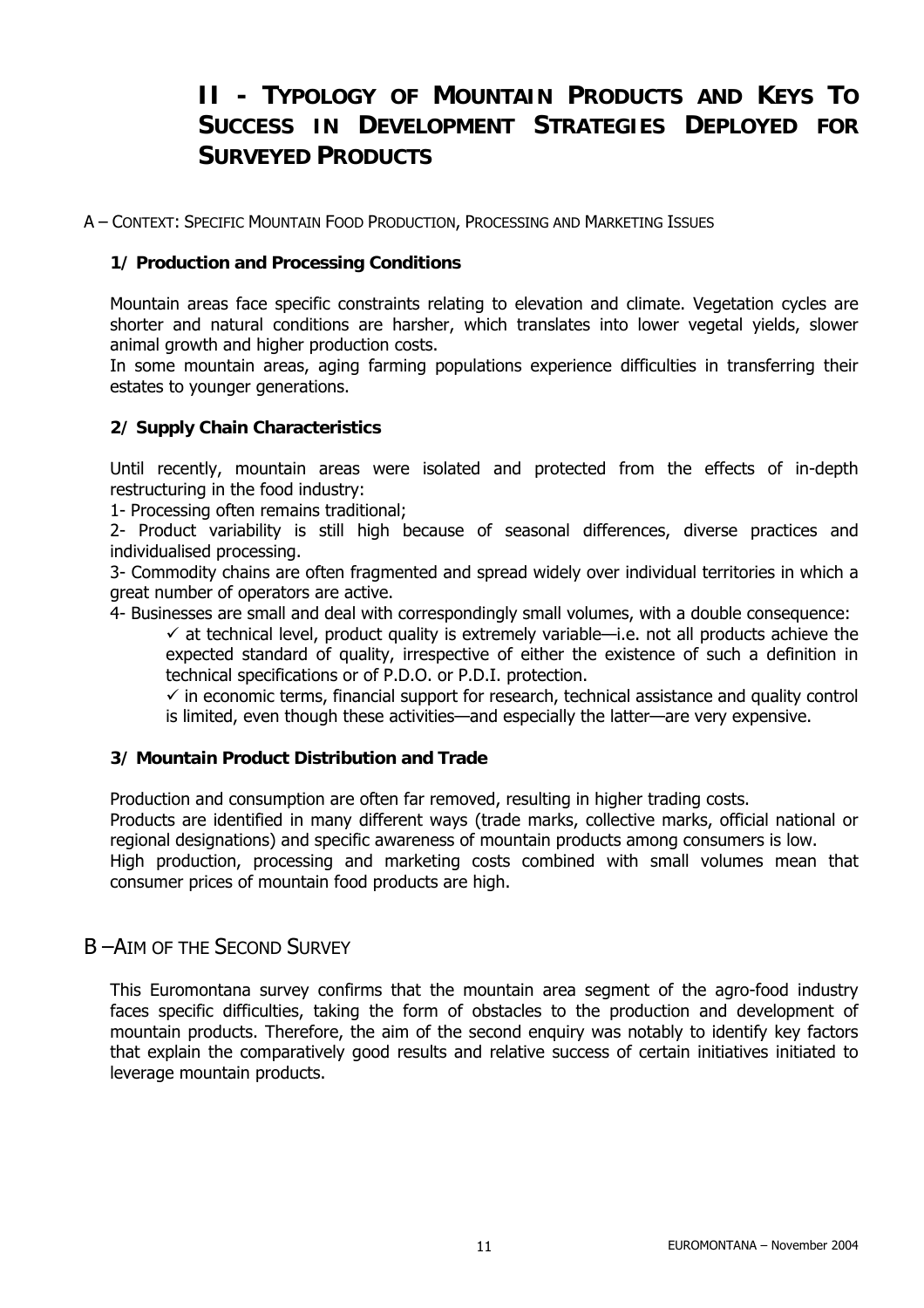# II - TYPOLOGY OF MOUNTAIN PRODUCTS AND KEYS TO SUCCESS IN DEVELOPMENT STRATEGIES DEPLOYED FOR SURVEYED PRODUCTS

A – CONTEXT: SPECIFIC MOUNTAIN FOOD PRODUCTION, PROCESSING AND MARKETING ISSUES

### 1/ Production and Processing Conditions

Mountain areas face specific constraints relating to elevation and climate. Vegetation cycles are shorter and natural conditions are harsher, which translates into lower vegetal yields, slower animal growth and higher production costs.
In some mountain areas, aging farming populations experience difficulties in transferring their estates to younger generations.

### 2/ Supply Chain Characteristics

Until recently, mountain areas were isolated and protected from the effects of in-depth restructuring in the food industry:
1- Processing often remains traditional;
2- Product variability is still high because of seasonal differences, diverse practices and individualised processing.
3- Commodity chains are often fragmented and spread widely over individual territories in which a great number of operators are active.
4- Businesses are small and deal with correspondingly small volumes, with a double consequence:

- ✓ at technical level, product quality is extremely variable—i.e. not all products achieve the expected standard of quality, irrespective of either the existence of such a definition in technical specifications or of P.D.O. or P.D.I. protection.
- ✓ in economic terms, financial support for research, technical assistance and quality control is limited, even though these activities—and especially the latter—are very expensive.

### 3/ Mountain Product Distribution and Trade

Production and consumption are often far removed, resulting in higher trading costs.
Products are identified in many different ways (trade marks, collective marks, official national or regional designations) and specific awareness of mountain products among consumers is low.
High production, processing and marketing costs combined with small volumes mean that consumer prices of mountain food products are high.

## B –AIM OF THE SECOND SURVEY

This Euromontana survey confirms that the mountain area segment of the agro-food industry faces specific difficulties, taking the form of obstacles to the production and development of mountain products. Therefore, the aim of the second enquiry was notably to identify key factors that explain the comparatively good results and relative success of certain initiatives initiated to leverage mountain products.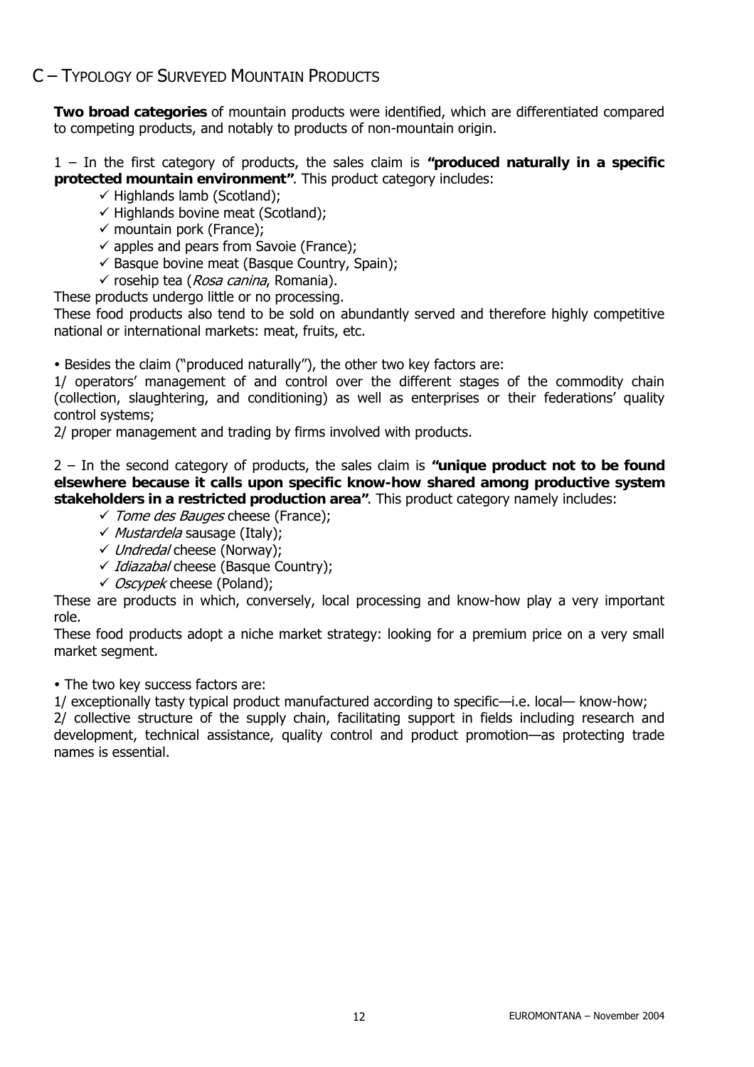## C – Typology of Surveyed Mountain Products

**Two broad categories** of mountain products were identified, which are differentiated compared to competing products, and notably to products of non-mountain origin.

1 – In the first category of products, the sales claim is **"produced naturally in a specific protected mountain environment"**. This product category includes:

- ✓ Highlands lamb (Scotland);
- ✓ Highlands bovine meat (Scotland);
- ✓ mountain pork (France);
- ✓ apples and pears from Savoie (France);
- ✓ Basque bovine meat (Basque Country, Spain);
- ✓ rosehip tea (*Rosa canina*, Romania).

These products undergo little or no processing.
These food products also tend to be sold on abundantly served and therefore highly competitive national or international markets: meat, fruits, etc.

• Besides the claim ("produced naturally"), the other two key factors are:
1/ operators' management of and control over the different stages of the commodity chain (collection, slaughtering, and conditioning) as well as enterprises or their federations' quality control systems;
2/ proper management and trading by firms involved with products.

2 – In the second category of products, the sales claim is **"unique product not to be found elsewhere because it calls upon specific know-how shared among productive system stakeholders in a restricted production area"**. This product category namely includes:

- ✓ *Tome des Bauges* cheese (France);
- ✓ *Mustardela* sausage (Italy);
- ✓ *Undredal* cheese (Norway);
- ✓ *Idiazabal* cheese (Basque Country);
- ✓ *Oscypek* cheese (Poland);

These are products in which, conversely, local processing and know-how play a very important role.
These food products adopt a niche market strategy: looking for a premium price on a very small market segment.

• The two key success factors are:
1/ exceptionally tasty typical product manufactured according to specific—i.e. local— know-how;
2/ collective structure of the supply chain, facilitating support in fields including research and development, technical assistance, quality control and product promotion—as protecting trade names is essential.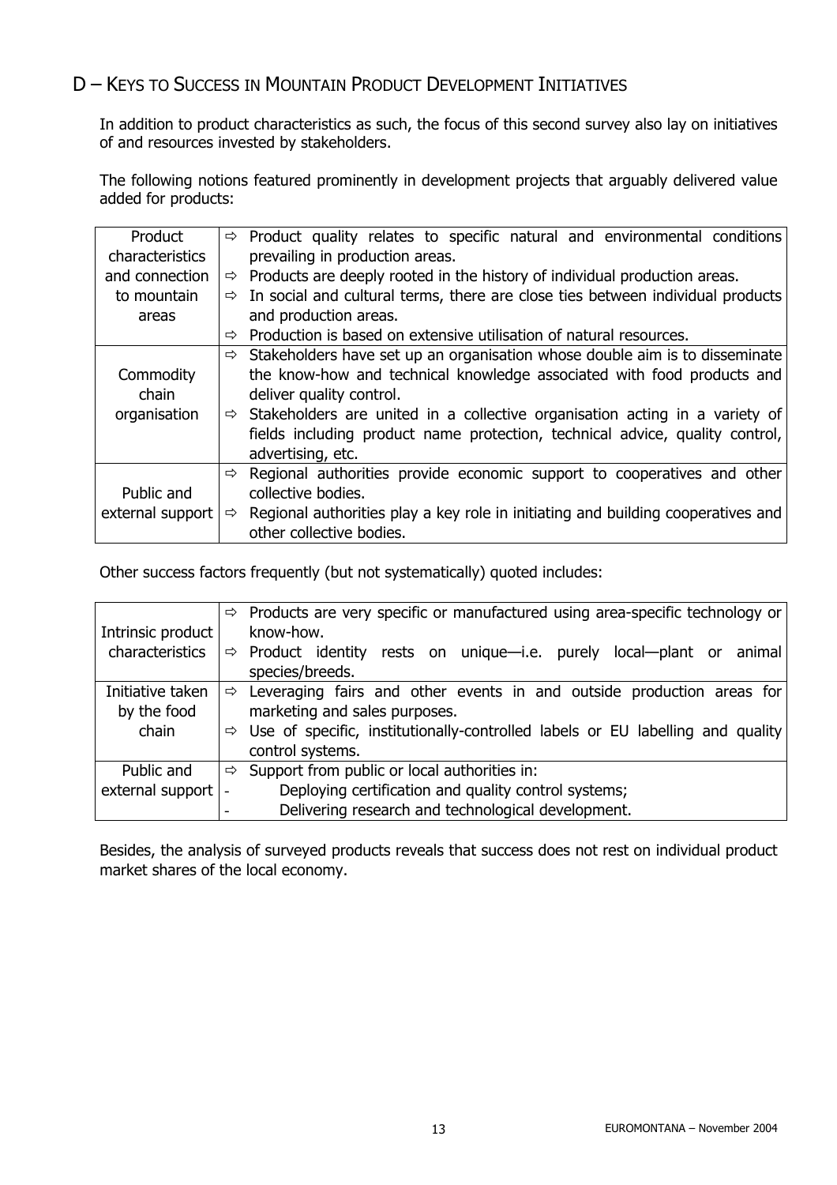## D – Keys to Success in Mountain Product Development Initiatives

In addition to product characteristics as such, the focus of this second survey also lay on initiatives of and resources invested by stakeholders.

The following notions featured prominently in development projects that arguably delivered value added for products:

| | |
|---|---|
| Product characteristics and connection to mountain areas | ⇨ Product quality relates to specific natural and environmental conditions prevailing in production areas.<br>⇨ Products are deeply rooted in the history of individual production areas.<br>⇨ In social and cultural terms, there are close ties between individual products and production areas.<br>⇨ Production is based on extensive utilisation of natural resources. |
| Commodity chain organisation | ⇨ Stakeholders have set up an organisation whose double aim is to disseminate the know-how and technical knowledge associated with food products and deliver quality control.<br>⇨ Stakeholders are united in a collective organisation acting in a variety of fields including product name protection, technical advice, quality control, advertising, etc. |
| Public and external support | ⇨ Regional authorities provide economic support to cooperatives and other collective bodies.<br>⇨ Regional authorities play a key role in initiating and building cooperatives and other collective bodies. |

Other success factors frequently (but not systematically) quoted includes:

| | |
|---|---|
| Intrinsic product characteristics | ⇨ Products are very specific or manufactured using area-specific technology or know-how.<br>⇨ Product identity rests on unique—i.e. purely local—plant or animal species/breeds. |
| Initiative taken by the food chain | ⇨ Leveraging fairs and other events in and outside production areas for marketing and sales purposes.<br>⇨ Use of specific, institutionally-controlled labels or EU labelling and quality control systems. |
| Public and external support | ⇨ Support from public or local authorities in:<br>- Deploying certification and quality control systems;<br>- Delivering research and technological development. |

Besides, the analysis of surveyed products reveals that success does not rest on individual product market shares of the local economy.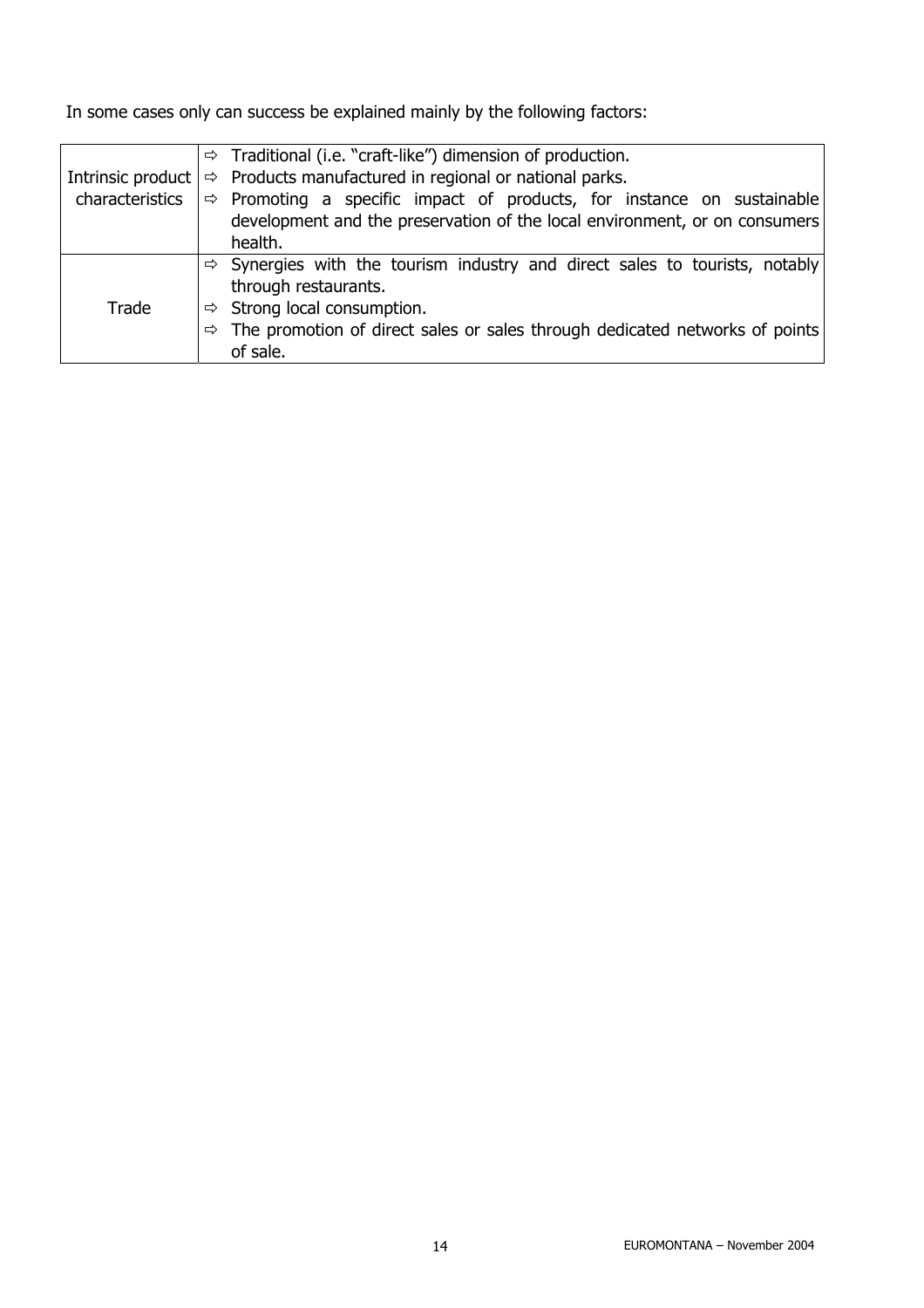In some cases only can success be explained mainly by the following factors:

| | |
|---|---|
| Intrinsic product characteristics | ⇨ Traditional (i.e. "craft-like") dimension of production.<br>⇨ Products manufactured in regional or national parks.<br>⇨ Promoting a specific impact of products, for instance on sustainable development and the preservation of the local environment, or on consumers health. |
| Trade | ⇨ Synergies with the tourism industry and direct sales to tourists, notably through restaurants.<br>⇨ Strong local consumption.<br>⇨ The promotion of direct sales or sales through dedicated networks of points of sale. |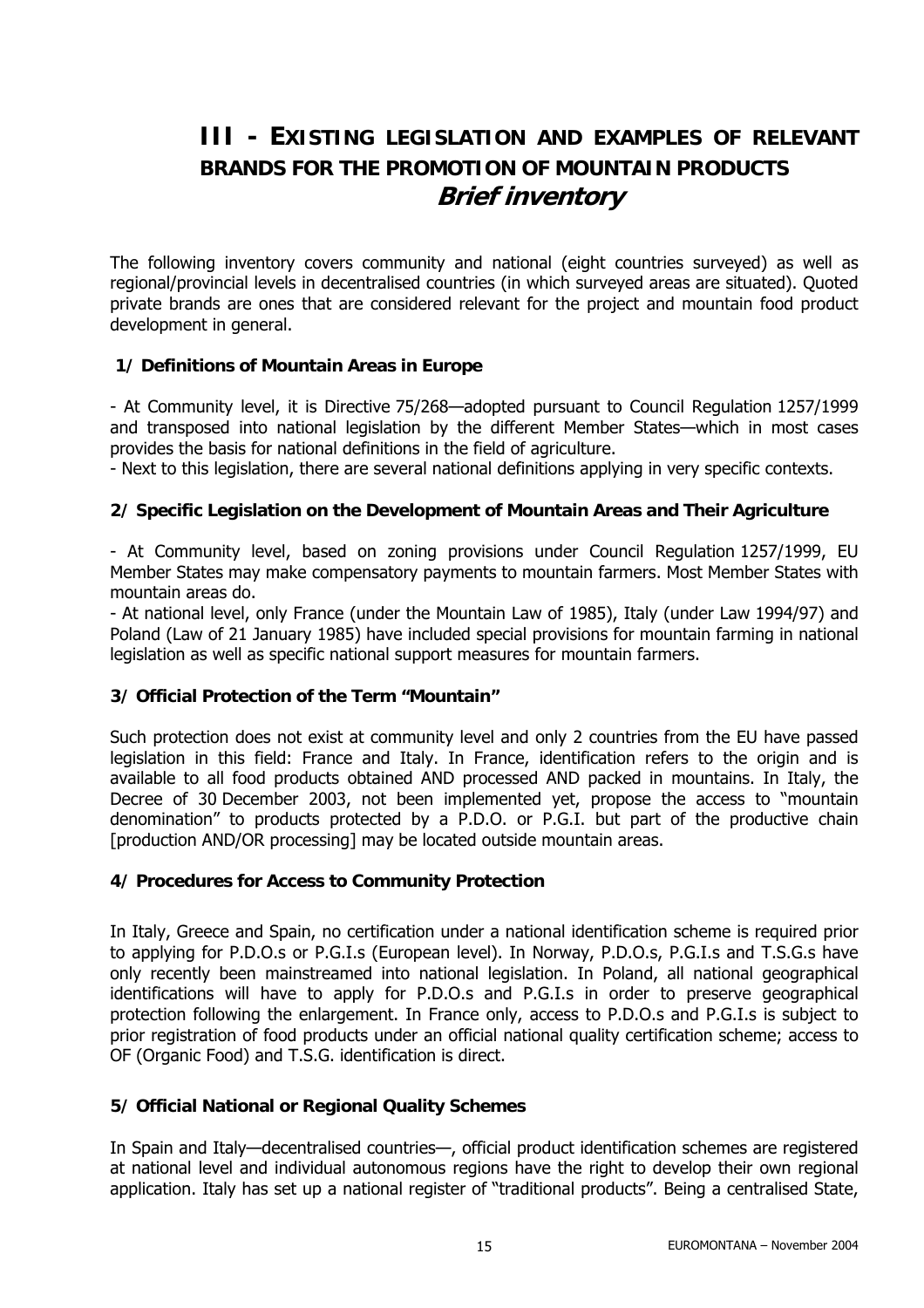# III - EXISTING LEGISLATION AND EXAMPLES OF RELEVANT BRANDS FOR THE PROMOTION OF MOUNTAIN PRODUCTS
## *Brief inventory*

The following inventory covers community and national (eight countries surveyed) as well as regional/provincial levels in decentralised countries (in which surveyed areas are situated). Quoted private brands are ones that are considered relevant for the project and mountain food product development in general.

### 1/ Definitions of Mountain Areas in Europe

- At Community level, it is Directive 75/268—adopted pursuant to Council Regulation 1257/1999 and transposed into national legislation by the different Member States—which in most cases provides the basis for national definitions in the field of agriculture.
- Next to this legislation, there are several national definitions applying in very specific contexts.

### 2/ Specific Legislation on the Development of Mountain Areas and Their Agriculture

- At Community level, based on zoning provisions under Council Regulation 1257/1999, EU Member States may make compensatory payments to mountain farmers. Most Member States with mountain areas do.
- At national level, only France (under the Mountain Law of 1985), Italy (under Law 1994/97) and Poland (Law of 21 January 1985) have included special provisions for mountain farming in national legislation as well as specific national support measures for mountain farmers.

### 3/ Official Protection of the Term "Mountain"

Such protection does not exist at community level and only 2 countries from the EU have passed legislation in this field: France and Italy. In France, identification refers to the origin and is available to all food products obtained AND processed AND packed in mountains. In Italy, the Decree of 30 December 2003, not been implemented yet, propose the access to "mountain denomination" to products protected by a P.D.O. or P.G.I. but part of the productive chain [production AND/OR processing] may be located outside mountain areas.

### 4/ Procedures for Access to Community Protection

In Italy, Greece and Spain, no certification under a national identification scheme is required prior to applying for P.D.O.s or P.G.I.s (European level). In Norway, P.D.O.s, P.G.I.s and T.S.G.s have only recently been mainstreamed into national legislation. In Poland, all national geographical identifications will have to apply for P.D.O.s and P.G.I.s in order to preserve geographical protection following the enlargement. In France only, access to P.D.O.s and P.G.I.s is subject to prior registration of food products under an official national quality certification scheme; access to OF (Organic Food) and T.S.G. identification is direct.

### 5/ Official National or Regional Quality Schemes

In Spain and Italy—decentralised countries—, official product identification schemes are registered at national level and individual autonomous regions have the right to develop their own regional application. Italy has set up a national register of "traditional products". Being a centralised State,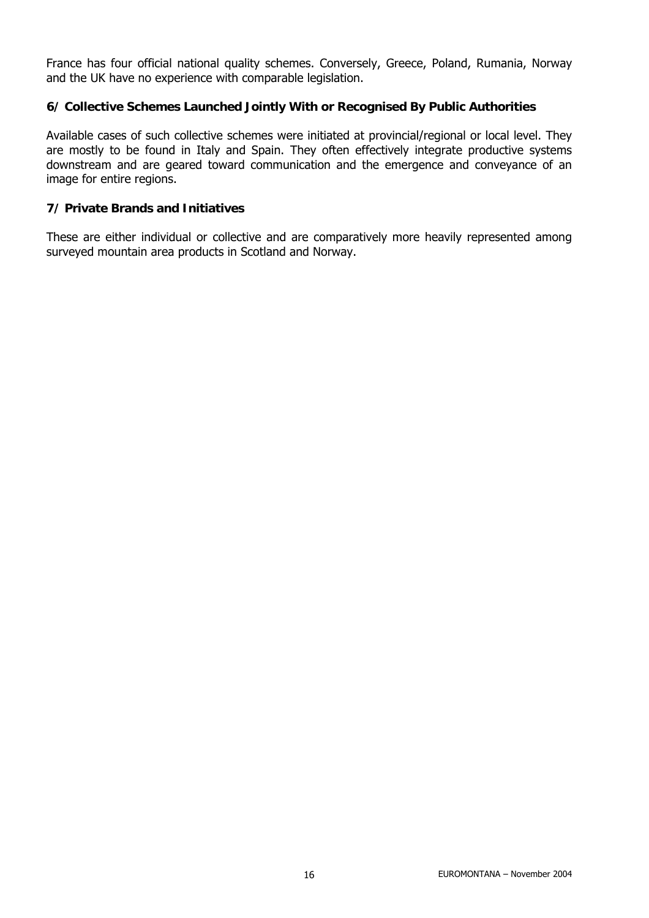France has four official national quality schemes. Conversely, Greece, Poland, Rumania, Norway and the UK have no experience with comparable legislation.

### 6/ Collective Schemes Launched Jointly With or Recognised By Public Authorities

Available cases of such collective schemes were initiated at provincial/regional or local level. They are mostly to be found in Italy and Spain. They often effectively integrate productive systems downstream and are geared toward communication and the emergence and conveyance of an image for entire regions.

### 7/ Private Brands and Initiatives

These are either individual or collective and are comparatively more heavily represented among surveyed mountain area products in Scotland and Norway.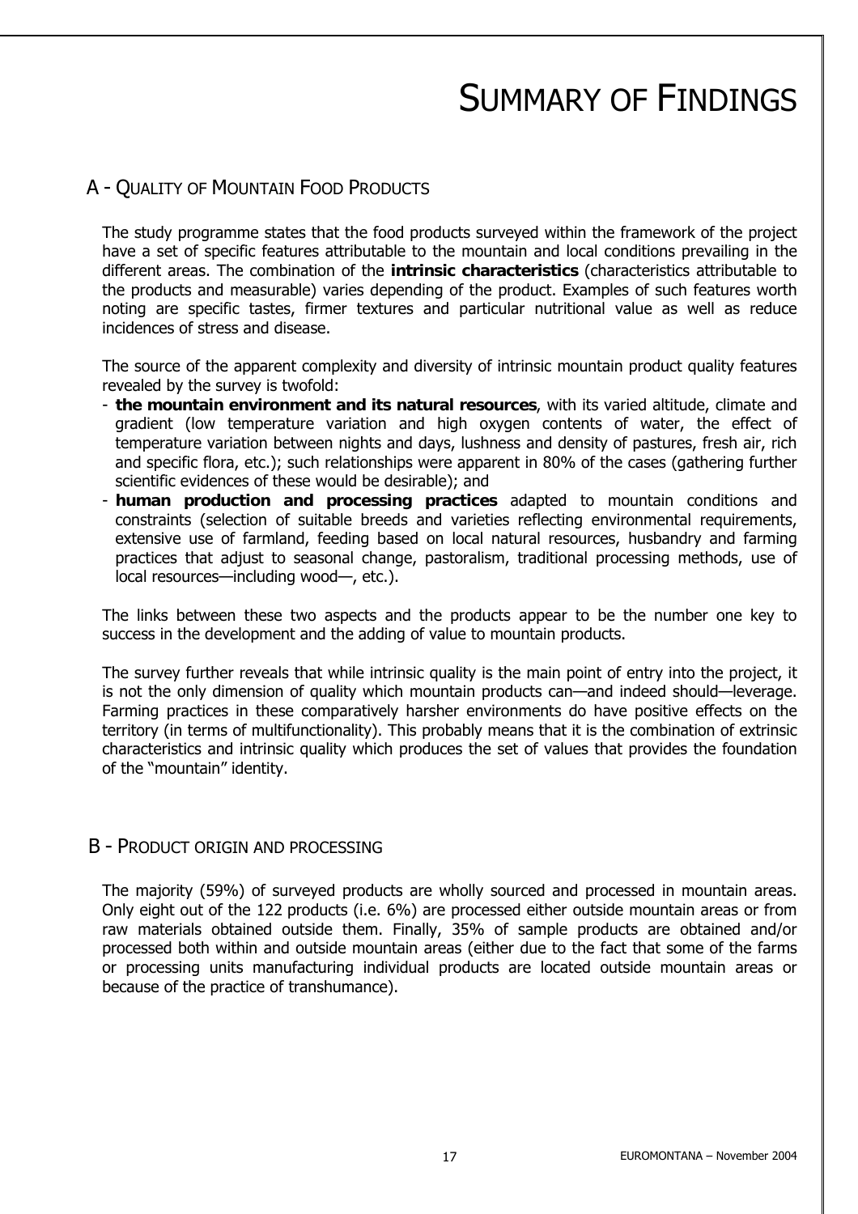# SUMMARY OF FINDINGS

## A - QUALITY OF MOUNTAIN FOOD PRODUCTS

The study programme states that the food products surveyed within the framework of the project have a set of specific features attributable to the mountain and local conditions prevailing in the different areas. The combination of the **intrinsic characteristics** (characteristics attributable to the products and measurable) varies depending of the product. Examples of such features worth noting are specific tastes, firmer textures and particular nutritional value as well as reduce incidences of stress and disease.

The source of the apparent complexity and diversity of intrinsic mountain product quality features revealed by the survey is twofold:

- **the mountain environment and its natural resources**, with its varied altitude, climate and gradient (low temperature variation and high oxygen contents of water, the effect of temperature variation between nights and days, lushness and density of pastures, fresh air, rich and specific flora, etc.); such relationships were apparent in 80% of the cases (gathering further scientific evidences of these would be desirable); and
- **human production and processing practices** adapted to mountain conditions and constraints (selection of suitable breeds and varieties reflecting environmental requirements, extensive use of farmland, feeding based on local natural resources, husbandry and farming practices that adjust to seasonal change, pastoralism, traditional processing methods, use of local resources—including wood—, etc.).

The links between these two aspects and the products appear to be the number one key to success in the development and the adding of value to mountain products.

The survey further reveals that while intrinsic quality is the main point of entry into the project, it is not the only dimension of quality which mountain products can—and indeed should—leverage. Farming practices in these comparatively harsher environments do have positive effects on the territory (in terms of multifunctionality). This probably means that it is the combination of extrinsic characteristics and intrinsic quality which produces the set of values that provides the foundation of the "mountain" identity.

## B - PRODUCT ORIGIN AND PROCESSING

The majority (59%) of surveyed products are wholly sourced and processed in mountain areas. Only eight out of the 122 products (i.e. 6%) are processed either outside mountain areas or from raw materials obtained outside them. Finally, 35% of sample products are obtained and/or processed both within and outside mountain areas (either due to the fact that some of the farms or processing units manufacturing individual products are located outside mountain areas or because of the practice of transhumance).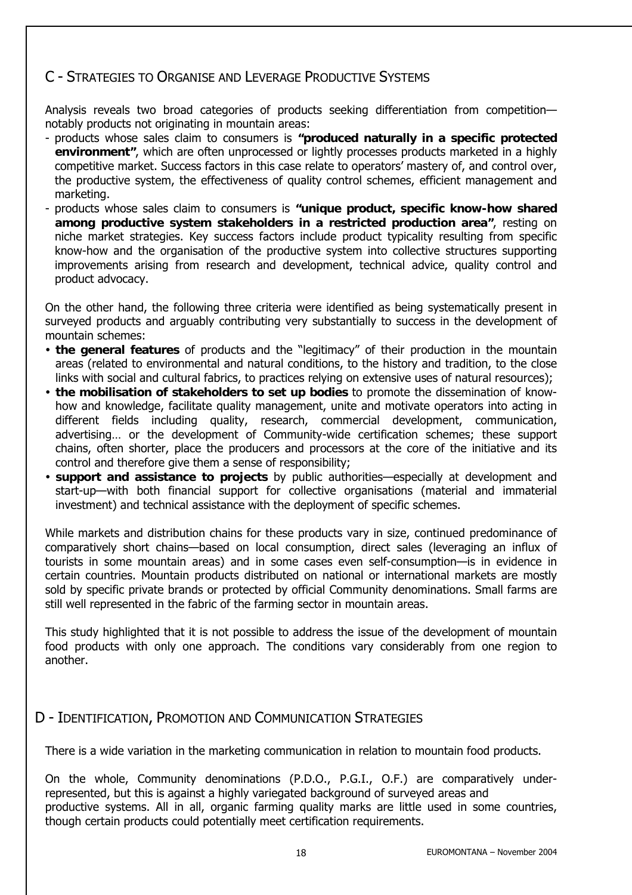## C - Strategies to Organise and Leverage Productive Systems

Analysis reveals two broad categories of products seeking differentiation from competition—notably products not originating in mountain areas:

- products whose sales claim to consumers is **"produced naturally in a specific protected environment"**, which are often unprocessed or lightly processes products marketed in a highly competitive market. Success factors in this case relate to operators' mastery of, and control over, the productive system, the effectiveness of quality control schemes, efficient management and marketing.
- products whose sales claim to consumers is **"unique product, specific know-how shared among productive system stakeholders in a restricted production area"**, resting on niche market strategies. Key success factors include product typicality resulting from specific know-how and the organisation of the productive system into collective structures supporting improvements arising from research and development, technical advice, quality control and product advocacy.

On the other hand, the following three criteria were identified as being systematically present in surveyed products and arguably contributing very substantially to success in the development of mountain schemes:

- **the general features** of products and the "legitimacy" of their production in the mountain areas (related to environmental and natural conditions, to the history and tradition, to the close links with social and cultural fabrics, to practices relying on extensive uses of natural resources);
- **the mobilisation of stakeholders to set up bodies** to promote the dissemination of know-how and knowledge, facilitate quality management, unite and motivate operators into acting in different fields including quality, research, commercial development, communication, advertising… or the development of Community-wide certification schemes; these support chains, often shorter, place the producers and processors at the core of the initiative and its control and therefore give them a sense of responsibility;
- **support and assistance to projects** by public authorities—especially at development and start-up—with both financial support for collective organisations (material and immaterial investment) and technical assistance with the deployment of specific schemes.

While markets and distribution chains for these products vary in size, continued predominance of comparatively short chains—based on local consumption, direct sales (leveraging an influx of tourists in some mountain areas) and in some cases even self-consumption—is in evidence in certain countries. Mountain products distributed on national or international markets are mostly sold by specific private brands or protected by official Community denominations. Small farms are still well represented in the fabric of the farming sector in mountain areas.

This study highlighted that it is not possible to address the issue of the development of mountain food products with only one approach. The conditions vary considerably from one region to another.

## D - Identification, Promotion and Communication Strategies

There is a wide variation in the marketing communication in relation to mountain food products.

On the whole, Community denominations (P.D.O., P.G.I., O.F.) are comparatively under-represented, but this is against a highly variegated background of surveyed areas and productive systems. All in all, organic farming quality marks are little used in some countries, though certain products could potentially meet certification requirements.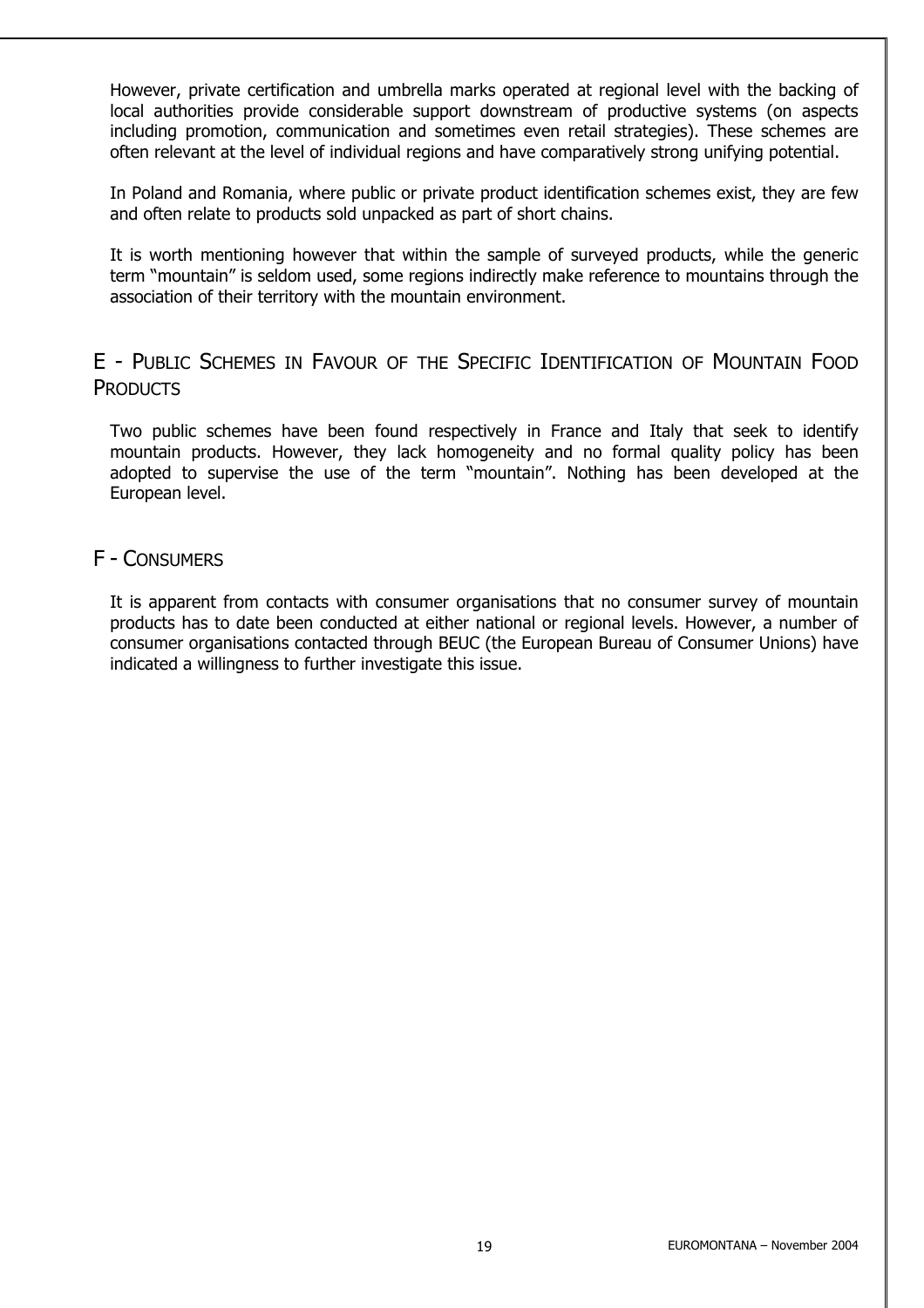However, private certification and umbrella marks operated at regional level with the backing of local authorities provide considerable support downstream of productive systems (on aspects including promotion, communication and sometimes even retail strategies). These schemes are often relevant at the level of individual regions and have comparatively strong unifying potential.

In Poland and Romania, where public or private product identification schemes exist, they are few and often relate to products sold unpacked as part of short chains.

It is worth mentioning however that within the sample of surveyed products, while the generic term "mountain" is seldom used, some regions indirectly make reference to mountains through the association of their territory with the mountain environment.

## E - Public Schemes in Favour of the Specific Identification of Mountain Food Products

Two public schemes have been found respectively in France and Italy that seek to identify mountain products. However, they lack homogeneity and no formal quality policy has been adopted to supervise the use of the term "mountain". Nothing has been developed at the European level.

## F - Consumers

It is apparent from contacts with consumer organisations that no consumer survey of mountain products has to date been conducted at either national or regional levels. However, a number of consumer organisations contacted through BEUC (the European Bureau of Consumer Unions) have indicated a willingness to further investigate this issue.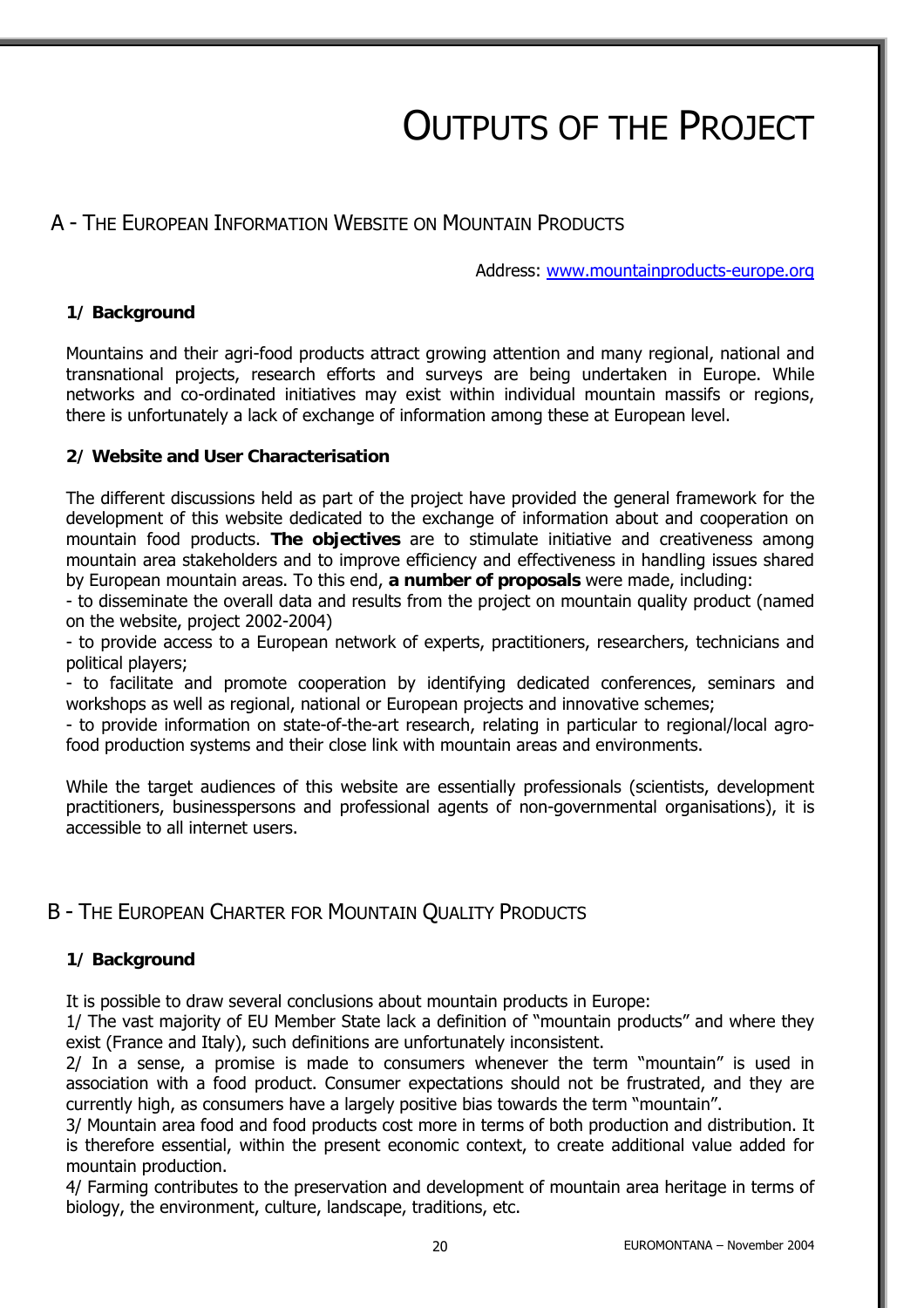# Outputs of the Project

## A - The European Information Website on Mountain Products

Address: www.mountainproducts-europe.org

### 1/ Background

Mountains and their agri-food products attract growing attention and many regional, national and transnational projects, research efforts and surveys are being undertaken in Europe. While networks and co-ordinated initiatives may exist within individual mountain massifs or regions, there is unfortunately a lack of exchange of information among these at European level.

### 2/ Website and User Characterisation

The different discussions held as part of the project have provided the general framework for the development of this website dedicated to the exchange of information about and cooperation on mountain food products. **The objectives** are to stimulate initiative and creativeness among mountain area stakeholders and to improve efficiency and effectiveness in handling issues shared by European mountain areas. To this end, **a number of proposals** were made, including:

- to disseminate the overall data and results from the project on mountain quality product (named on the website, project 2002-2004)
- to provide access to a European network of experts, practitioners, researchers, technicians and political players;
- to facilitate and promote cooperation by identifying dedicated conferences, seminars and workshops as well as regional, national or European projects and innovative schemes;
- to provide information on state-of-the-art research, relating in particular to regional/local agro-food production systems and their close link with mountain areas and environments.

While the target audiences of this website are essentially professionals (scientists, development practitioners, businesspersons and professional agents of non-governmental organisations), it is accessible to all internet users.

## B - The European Charter for Mountain Quality Products

### 1/ Background

It is possible to draw several conclusions about mountain products in Europe:

1/ The vast majority of EU Member State lack a definition of "mountain products" and where they exist (France and Italy), such definitions are unfortunately inconsistent.

2/ In a sense, a promise is made to consumers whenever the term "mountain" is used in association with a food product. Consumer expectations should not be frustrated, and they are currently high, as consumers have a largely positive bias towards the term "mountain".

3/ Mountain area food and food products cost more in terms of both production and distribution. It is therefore essential, within the present economic context, to create additional value added for mountain production.

4/ Farming contributes to the preservation and development of mountain area heritage in terms of biology, the environment, culture, landscape, traditions, etc.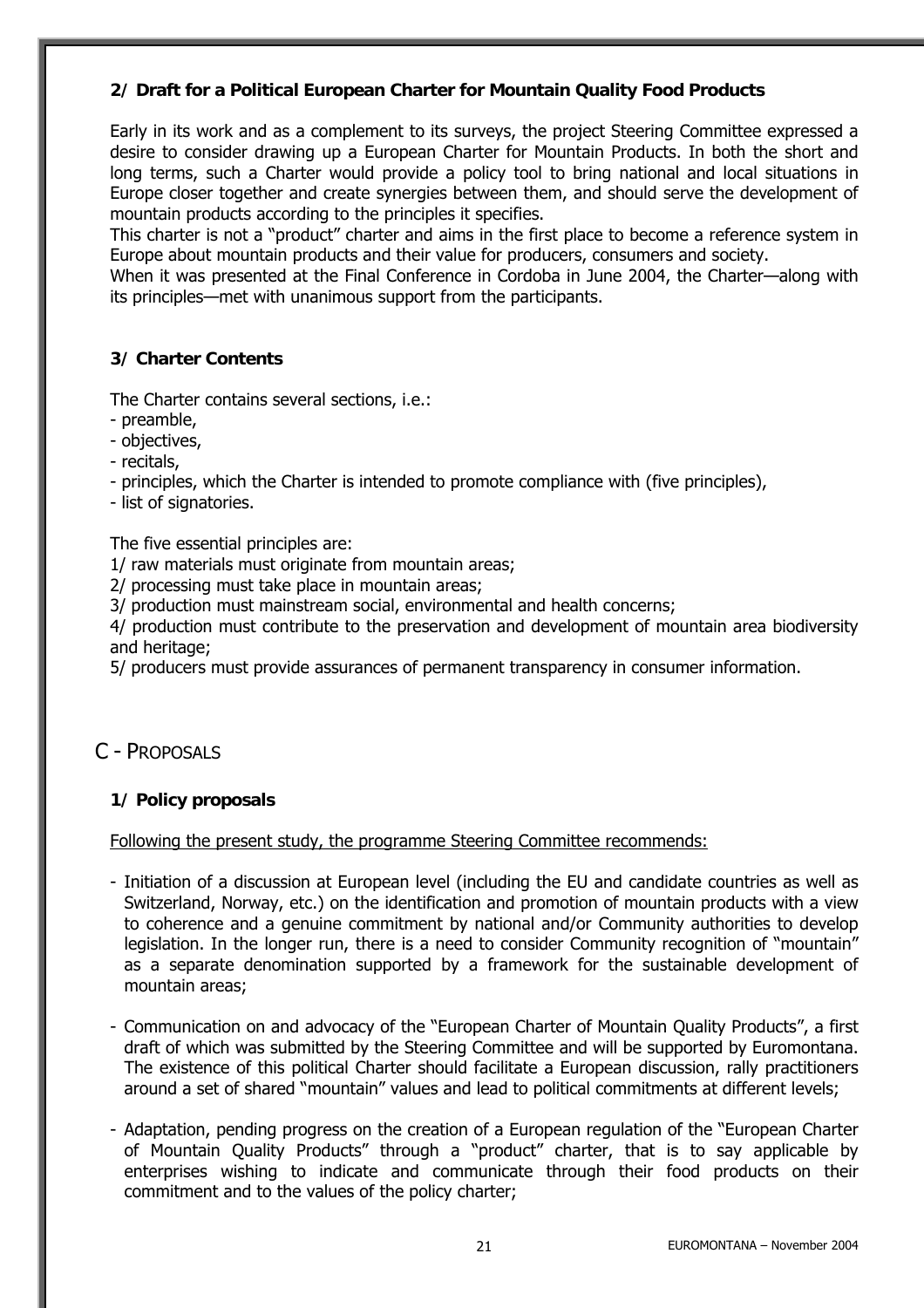### 2/ Draft for a Political European Charter for Mountain Quality Food Products

Early in its work and as a complement to its surveys, the project Steering Committee expressed a desire to consider drawing up a European Charter for Mountain Products. In both the short and long terms, such a Charter would provide a policy tool to bring national and local situations in Europe closer together and create synergies between them, and should serve the development of mountain products according to the principles it specifies.

This charter is not a "product" charter and aims in the first place to become a reference system in Europe about mountain products and their value for producers, consumers and society.

When it was presented at the Final Conference in Cordoba in June 2004, the Charter—along with its principles—met with unanimous support from the participants.

### 3/ Charter Contents

The Charter contains several sections, i.e.:

- preamble,
- objectives,
- recitals,
- principles, which the Charter is intended to promote compliance with (five principles),
- list of signatories.

The five essential principles are:

1/ raw materials must originate from mountain areas;

2/ processing must take place in mountain areas;

3/ production must mainstream social, environmental and health concerns;

4/ production must contribute to the preservation and development of mountain area biodiversity and heritage;

5/ producers must provide assurances of permanent transparency in consumer information.

## C - PROPOSALS

### 1/ Policy proposals

Following the present study, the programme Steering Committee recommends:

- Initiation of a discussion at European level (including the EU and candidate countries as well as Switzerland, Norway, etc.) on the identification and promotion of mountain products with a view to coherence and a genuine commitment by national and/or Community authorities to develop legislation. In the longer run, there is a need to consider Community recognition of "mountain" as a separate denomination supported by a framework for the sustainable development of mountain areas;

- Communication on and advocacy of the "European Charter of Mountain Quality Products", a first draft of which was submitted by the Steering Committee and will be supported by Euromontana. The existence of this political Charter should facilitate a European discussion, rally practitioners around a set of shared "mountain" values and lead to political commitments at different levels;

- Adaptation, pending progress on the creation of a European regulation of the "European Charter of Mountain Quality Products" through a "product" charter, that is to say applicable by enterprises wishing to indicate and communicate through their food products on their commitment and to the values of the policy charter;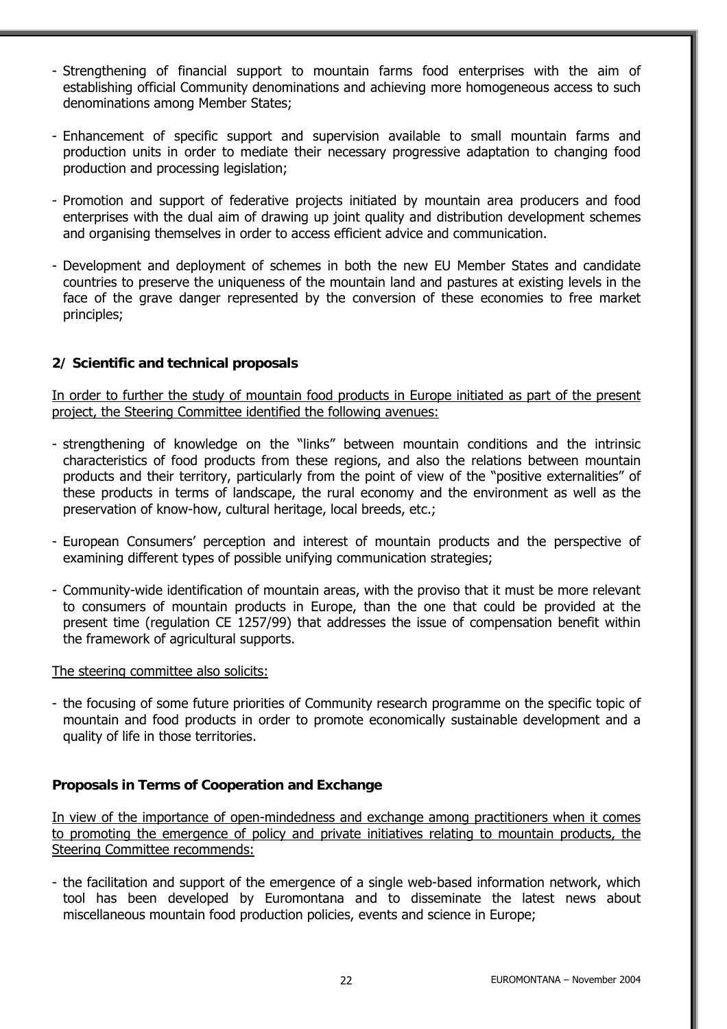- Strengthening of financial support to mountain farms food enterprises with the aim of establishing official Community denominations and achieving more homogeneous access to such denominations among Member States;

- Enhancement of specific support and supervision available to small mountain farms and production units in order to mediate their necessary progressive adaptation to changing food production and processing legislation;

- Promotion and support of federative projects initiated by mountain area producers and food enterprises with the dual aim of drawing up joint quality and distribution development schemes and organising themselves in order to access efficient advice and communication.

- Development and deployment of schemes in both the new EU Member States and candidate countries to preserve the uniqueness of the mountain land and pastures at existing levels in the face of the grave danger represented by the conversion of these economies to free market principles;

### 2/ Scientific and technical proposals

<u>In order to further the study of mountain food products in Europe initiated as part of the present project, the Steering Committee identified the following avenues:</u>

- strengthening of knowledge on the "links" between mountain conditions and the intrinsic characteristics of food products from these regions, and also the relations between mountain products and their territory, particularly from the point of view of the "positive externalities" of these products in terms of landscape, the rural economy and the environment as well as the preservation of know-how, cultural heritage, local breeds, etc.;

- European Consumers' perception and interest of mountain products and the perspective of examining different types of possible unifying communication strategies;

- Community-wide identification of mountain areas, with the proviso that it must be more relevant to consumers of mountain products in Europe, than the one that could be provided at the present time (regulation CE 1257/99) that addresses the issue of compensation benefit within the framework of agricultural supports.

<u>The steering committee also solicits:</u>

- the focusing of some future priorities of Community research programme on the specific topic of mountain and food products in order to promote economically sustainable development and a quality of life in those territories.

### Proposals in Terms of Cooperation and Exchange

<u>In view of the importance of open-mindedness and exchange among practitioners when it comes to promoting the emergence of policy and private initiatives relating to mountain products, the Steering Committee recommends:</u>

- the facilitation and support of the emergence of a single web-based information network, which tool has been developed by Euromontana and to disseminate the latest news about miscellaneous mountain food production policies, events and science in Europe;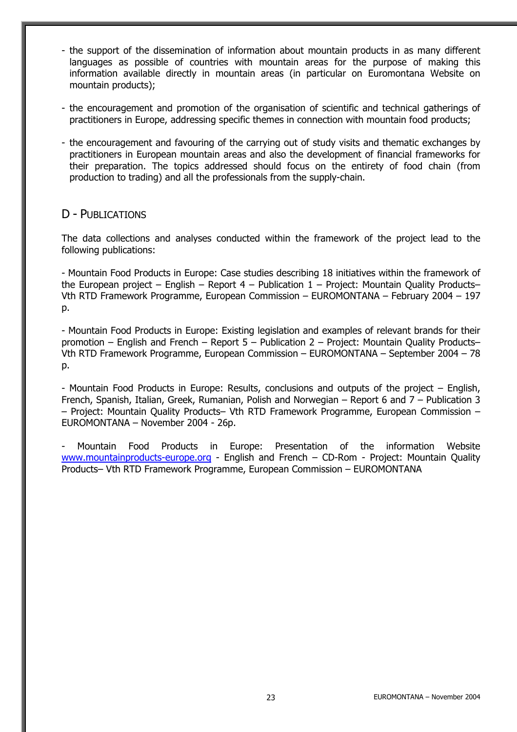- the support of the dissemination of information about mountain products in as many different languages as possible of countries with mountain areas for the purpose of making this information available directly in mountain areas (in particular on Euromontana Website on mountain products);

- the encouragement and promotion of the organisation of scientific and technical gatherings of practitioners in Europe, addressing specific themes in connection with mountain food products;

- the encouragement and favouring of the carrying out of study visits and thematic exchanges by practitioners in European mountain areas and also the development of financial frameworks for their preparation. The topics addressed should focus on the entirety of food chain (from production to trading) and all the professionals from the supply-chain.

## D - Publications

The data collections and analyses conducted within the framework of the project lead to the following publications:

- Mountain Food Products in Europe: Case studies describing 18 initiatives within the framework of the European project – English – Report 4 – Publication 1 – Project: Mountain Quality Products– Vth RTD Framework Programme, European Commission – EUROMONTANA – February 2004 – 197 p.

- Mountain Food Products in Europe: Existing legislation and examples of relevant brands for their promotion – English and French – Report 5 – Publication 2 – Project: Mountain Quality Products– Vth RTD Framework Programme, European Commission – EUROMONTANA – September 2004 – 78 p.

- Mountain Food Products in Europe: Results, conclusions and outputs of the project – English, French, Spanish, Italian, Greek, Rumanian, Polish and Norwegian – Report 6 and 7 – Publication 3 – Project: Mountain Quality Products– Vth RTD Framework Programme, European Commission – EUROMONTANA – November 2004 - 26p.

- Mountain Food Products in Europe: Presentation of the information Website www.mountainproducts-europe.org - English and French – CD-Rom - Project: Mountain Quality Products– Vth RTD Framework Programme, European Commission – EUROMONTANA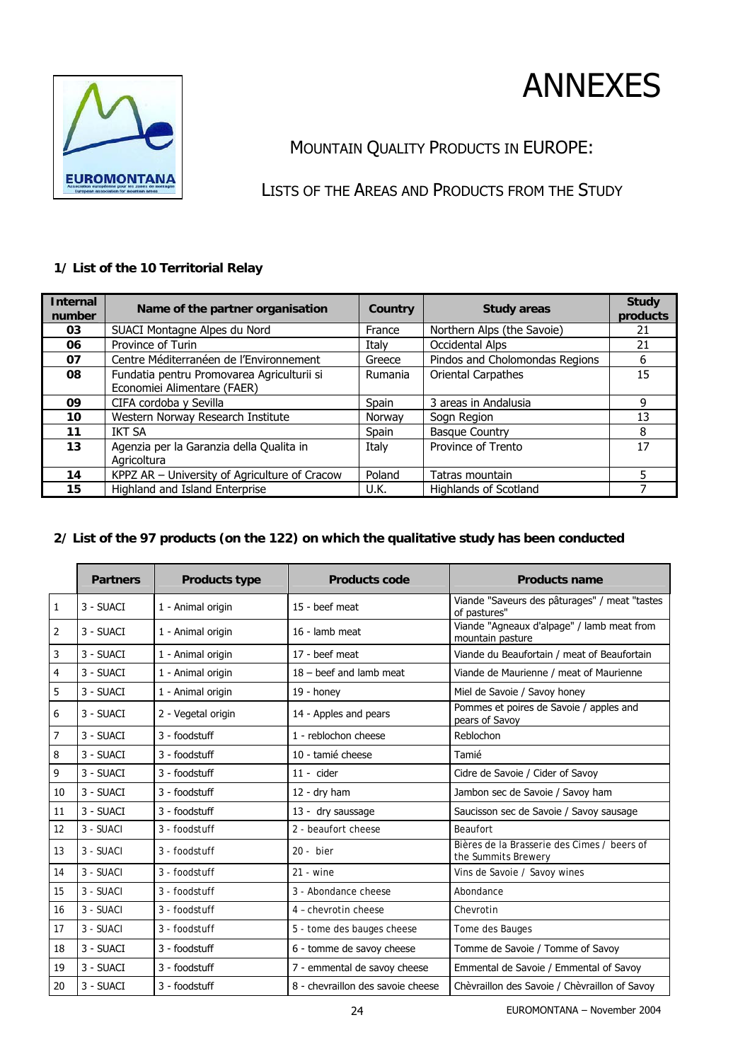# ANNEXES

## MOUNTAIN QUALITY PRODUCTS IN EUROPE:

## LISTS OF THE AREAS AND PRODUCTS FROM THE STUDY

### 1/ List of the 10 Territorial Relay

| Internal number | Name of the partner organisation | Country | Study areas | Study products |
|---|---|---|---|---|
| **03** | SUACI Montagne Alpes du Nord | France | Northern Alps (the Savoie) | 21 |
| **06** | Province of Turin | Italy | Occidental Alps | 21 |
| **07** | Centre Méditerranéen de l'Environnement | Greece | Pindos and Cholomondas Regions | 6 |
| **08** | Fundatia pentru Promovarea Agriculturii si Economiei Alimentare (FAER) | Rumania | Oriental Carpathes | 15 |
| **09** | CIFA cordoba y Sevilla | Spain | 3 areas in Andalusia | 9 |
| **10** | Western Norway Research Institute | Norway | Sogn Region | 13 |
| **11** | IKT SA | Spain | Basque Country | 8 |
| **13** | Agenzia per la Garanzia della Qualita in Agricoltura | Italy | Province of Trento | 17 |
| **14** | KPPZ AR – University of Agriculture of Cracow | Poland | Tatras mountain | 5 |
| **15** | Highland and Island Enterprise | U.K. | Highlands of Scotland | 7 |

### 2/ List of the 97 products (on the 122) on which the qualitative study has been conducted

| | Partners | Products type | Products code | Products name |
|---|---|---|---|---|
| 1 | 3 - SUACI | 1 - Animal origin | 15 - beef meat | Viande "Saveurs des pâturages" / meat "tastes of pastures" |
| 2 | 3 - SUACI | 1 - Animal origin | 16 - lamb meat | Viande "Agneaux d'alpage" / lamb meat from mountain pasture |
| 3 | 3 - SUACI | 1 - Animal origin | 17 - beef meat | Viande du Beaufortain / meat of Beaufortain |
| 4 | 3 - SUACI | 1 - Animal origin | 18 – beef and lamb meat | Viande de Maurienne / meat of Maurienne |
| 5 | 3 - SUACI | 1 - Animal origin | 19 - honey | Miel de Savoie / Savoy honey |
| 6 | 3 - SUACI | 2 - Vegetal origin | 14 - Apples and pears | Pommes et poires de Savoie / apples and pears of Savoy |
| 7 | 3 - SUACI | 3 - foodstuff | 1 - reblochon cheese | Reblochon |
| 8 | 3 - SUACI | 3 - foodstuff | 10 - tamié cheese | Tamié |
| 9 | 3 - SUACI | 3 - foodstuff | 11 - cider | Cidre de Savoie / Cider of Savoy |
| 10 | 3 - SUACI | 3 - foodstuff | 12 - dry ham | Jambon sec de Savoie / Savoy ham |
| 11 | 3 - SUACI | 3 - foodstuff | 13 - dry saussage | Saucisson sec de Savoie / Savoy sausage |
| 12 | 3 - SUACI | 3 - foodstuff | 2 - beaufort cheese | Beaufort |
| 13 | 3 - SUACI | 3 - foodstuff | 20 - bier | Bières de la Brasserie des Cimes / beers of the Summits Brewery |
| 14 | 3 - SUACI | 3 - foodstuff | 21 - wine | Vins de Savoie / Savoy wines |
| 15 | 3 - SUACI | 3 - foodstuff | 3 - Abondance cheese | Abondance |
| 16 | 3 - SUACI | 3 - foodstuff | 4 - chevrotin cheese | Chevrotin |
| 17 | 3 - SUACI | 3 - foodstuff | 5 - tome des bauges cheese | Tome des Bauges |
| 18 | 3 - SUACI | 3 - foodstuff | 6 - tomme de savoy cheese | Tomme de Savoie / Tomme of Savoy |
| 19 | 3 - SUACI | 3 - foodstuff | 7 - emmental de savoy cheese | Emmental de Savoie / Emmental of Savoy |
| 20 | 3 - SUACI | 3 - foodstuff | 8 - chevraillon des savoie cheese | Chèvraillon des Savoie / Chèvraillon of Savoy |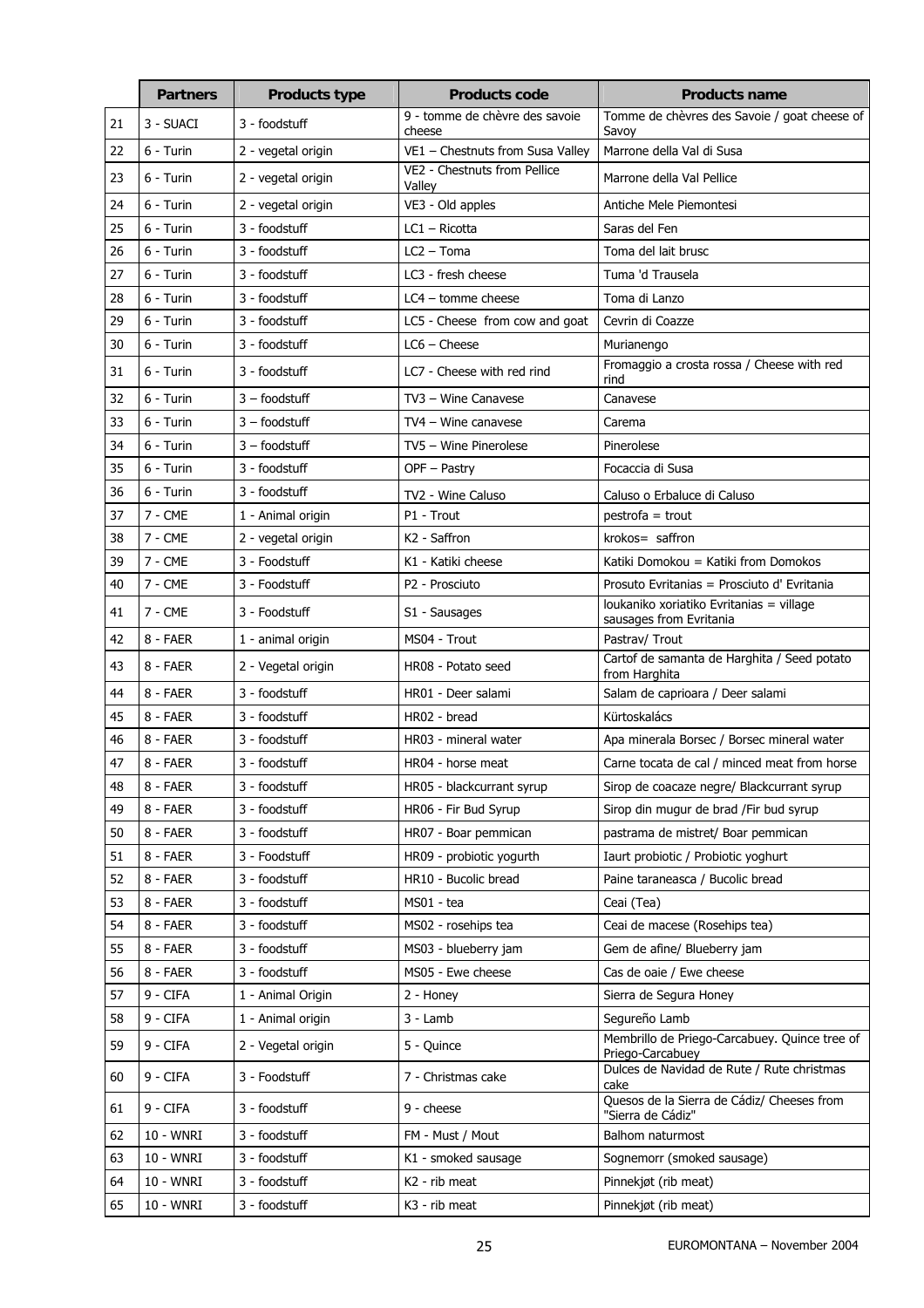| | Partners | Products type | Products code | Products name |
|---|---|---|---|---|
| 21 | 3 - SUACI | 3 - foodstuff | 9 - tomme de chèvre des savoie cheese | Tomme de chèvres des Savoie / goat cheese of Savoy |
| 22 | 6 - Turin | 2 - vegetal origin | VE1 – Chestnuts from Susa Valley | Marrone della Val di Susa |
| 23 | 6 - Turin | 2 - vegetal origin | VE2 - Chestnuts from Pellice Valley | Marrone della Val Pellice |
| 24 | 6 - Turin | 2 - vegetal origin | VE3 - Old apples | Antiche Mele Piemontesi |
| 25 | 6 - Turin | 3 - foodstuff | LC1 – Ricotta | Saras del Fen |
| 26 | 6 - Turin | 3 - foodstuff | LC2 – Toma | Toma del lait brusc |
| 27 | 6 - Turin | 3 - foodstuff | LC3 - fresh cheese | Tuma 'd Trausela |
| 28 | 6 - Turin | 3 - foodstuff | LC4 – tomme cheese | Toma di Lanzo |
| 29 | 6 - Turin | 3 - foodstuff | LC5 - Cheese from cow and goat | Cevrin di Coazze |
| 30 | 6 - Turin | 3 - foodstuff | LC6 – Cheese | Murianengo |
| 31 | 6 - Turin | 3 - foodstuff | LC7 - Cheese with red rind | Fromaggio a crosta rossa / Cheese with red rind |
| 32 | 6 - Turin | 3 – foodstuff | TV3 – Wine Canavese | Canavese |
| 33 | 6 - Turin | 3 – foodstuff | TV4 – Wine canavese | Carema |
| 34 | 6 - Turin | 3 – foodstuff | TV5 – Wine Pinerolese | Pinerolese |
| 35 | 6 - Turin | 3 - foodstuff | OPF – Pastry | Focaccia di Susa |
| 36 | 6 - Turin | 3 - foodstuff | TV2 - Wine Caluso | Caluso o Erbaluce di Caluso |
| 37 | 7 - CME | 1 - Animal origin | P1 - Trout | pestrofa = trout |
| 38 | 7 - CME | 2 - vegetal origin | K2 - Saffron | krokos= saffron |
| 39 | 7 - CME | 3 - Foodstuff | K1 - Katiki cheese | Katiki Domokou = Katiki from Domokos |
| 40 | 7 - CME | 3 - Foodstuff | P2 - Prosciuto | Prosuto Evritanias = Prosciuto d' Evritania |
| 41 | 7 - CME | 3 - Foodstuff | S1 - Sausages | loukaniko xoriatiko Evritanias = village sausages from Evritania |
| 42 | 8 - FAER | 1 - animal origin | MS04 - Trout | Pastrav/ Trout |
| 43 | 8 - FAER | 2 - Vegetal origin | HR08 - Potato seed | Cartof de samanta de Harghita / Seed potato from Harghita |
| 44 | 8 - FAER | 3 - foodstuff | HR01 - Deer salami | Salam de caprioara / Deer salami |
| 45 | 8 - FAER | 3 - foodstuff | HR02 - bread | Kürtoskalács |
| 46 | 8 - FAER | 3 - foodstuff | HR03 - mineral water | Apa minerala Borsec / Borsec mineral water |
| 47 | 8 - FAER | 3 - foodstuff | HR04 - horse meat | Carne tocata de cal / minced meat from horse |
| 48 | 8 - FAER | 3 - foodstuff | HR05 - blackcurrant syrup | Sirop de coacaze negre/ Blackcurrant syrup |
| 49 | 8 - FAER | 3 - foodstuff | HR06 - Fir Bud Syrup | Sirop din mugur de brad /Fir bud syrup |
| 50 | 8 - FAER | 3 - foodstuff | HR07 - Boar pemmican | pastrama de mistret/ Boar pemmican |
| 51 | 8 - FAER | 3 - Foodstuff | HR09 - probiotic yogurth | Iaurt probiotic / Probiotic yoghurt |
| 52 | 8 - FAER | 3 - foodstuff | HR10 - Bucolic bread | Paine taraneasca / Bucolic bread |
| 53 | 8 - FAER | 3 - foodstuff | MS01 - tea | Ceai (Tea) |
| 54 | 8 - FAER | 3 - foodstuff | MS02 - rosehips tea | Ceai de macese (Rosehips tea) |
| 55 | 8 - FAER | 3 - foodstuff | MS03 - blueberry jam | Gem de afine/ Blueberry jam |
| 56 | 8 - FAER | 3 - foodstuff | MS05 - Ewe cheese | Cas de oaie / Ewe cheese |
| 57 | 9 - CIFA | 1 - Animal Origin | 2 - Honey | Sierra de Segura Honey |
| 58 | 9 - CIFA | 1 - Animal origin | 3 - Lamb | Segureño Lamb |
| 59 | 9 - CIFA | 2 - Vegetal origin | 5 - Quince | Membrillo de Priego-Carcabuey. Quince tree of Priego-Carcabuey |
| 60 | 9 - CIFA | 3 - Foodstuff | 7 - Christmas cake | Dulces de Navidad de Rute / Rute christmas cake |
| 61 | 9 - CIFA | 3 - foodstuff | 9 - cheese | Quesos de la Sierra de Cádiz/ Cheeses from "Sierra de Cádiz" |
| 62 | 10 - WNRI | 3 - foodstuff | FM - Must / Mout | Balhom naturmost |
| 63 | 10 - WNRI | 3 - foodstuff | K1 - smoked sausage | Sognemorr (smoked sausage) |
| 64 | 10 - WNRI | 3 - foodstuff | K2 - rib meat | Pinnekjøt (rib meat) |
| 65 | 10 - WNRI | 3 - foodstuff | K3 - rib meat | Pinnekjøt (rib meat) |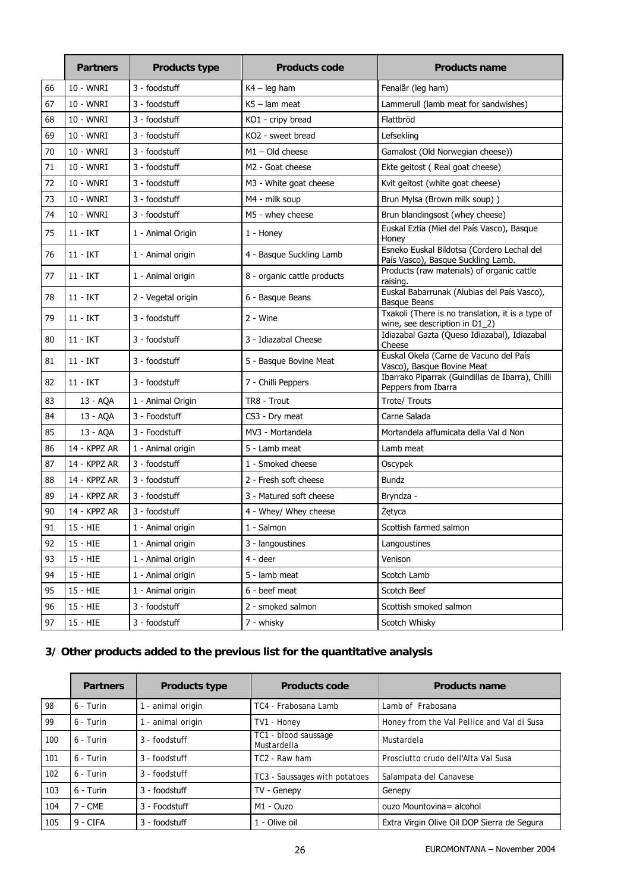|  | Partners | Products type | Products code | Products name |
|---|---|---|---|---|
| 66 | 10 - WNRI | 3 - foodstuff | K4 – leg ham | Fenalår (leg ham) |
| 67 | 10 - WNRI | 3 - foodstuff | K5 – lam meat | Lammerull (lamb meat for sandwishes) |
| 68 | 10 - WNRI | 3 - foodstuff | KO1 - cripy bread | Flattbröd |
| 69 | 10 - WNRI | 3 - foodstuff | KO2 - sweet bread | Lefsekling |
| 70 | 10 - WNRI | 3 - foodstuff | M1 – Old cheese | Gamalost (Old Norwegian cheese)) |
| 71 | 10 - WNRI | 3 - foodstuff | M2 - Goat cheese | Ekte geitost ( Real goat cheese) |
| 72 | 10 - WNRI | 3 - foodstuff | M3 - White goat cheese | Kvit geitost (white goat cheese) |
| 73 | 10 - WNRI | 3 - foodstuff | M4 - milk soup | Brun Mylsa (Brown milk soup) ) |
| 74 | 10 - WNRI | 3 - foodstuff | M5 - whey cheese | Brun blandingsost (whey cheese) |
| 75 | 11 - IKT | 1 - Animal Origin | 1 - Honey | Euskal Eztia (Miel del País Vasco), Basque Honey |
| 76 | 11 - IKT | 1 - Animal origin | 4 - Basque Suckling Lamb | Esneko Euskal Bildotsa (Cordero Lechal del País Vasco), Basque Suckling Lamb. |
| 77 | 11 - IKT | 1 - Animal origin | 8 - organic cattle products | Products (raw materials) of organic cattle raising. |
| 78 | 11 - IKT | 2 - Vegetal origin | 6 - Basque Beans | Euskal Babarrunak (Alubias del País Vasco), Basque Beans |
| 79 | 11 - IKT | 3 - foodstuff | 2 - Wine | Txakoli (There is no translation, it is a type of wine, see description in D1_2) |
| 80 | 11 - IKT | 3 - foodstuff | 3 - Idiazabal Cheese | Idiazabal Gazta (Queso Idiazabal), Idiazabal Cheese |
| 81 | 11 - IKT | 3 - foodstuff | 5 - Basque Bovine Meat | Euskal Okela (Carne de Vacuno del País Vasco), Basque Bovine Meat |
| 82 | 11 - IKT | 3 - foodstuff | 7 - Chilli Peppers | Ibarrako Piparrak (Guindillas de Ibarra), Chilli Peppers from Ibarra |
| 83 | 13 - AQA | 1 - Animal Origin | TR8 - Trout | Trote/ Trouts |
| 84 | 13 - AQA | 3 - Foodstuff | CS3 - Dry meat | Carne Salada |
| 85 | 13 - AQA | 3 - Foodstuff | MV3 - Mortandela | Mortandela affumicata della Val d Non |
| 86 | 14 - KPPZ AR | 1 - Animal origin | 5 - Lamb meat | Lamb meat |
| 87 | 14 - KPPZ AR | 3 - foodstuff | 1 - Smoked cheese | Oscypek |
| 88 | 14 - KPPZ AR | 3 - foodstuff | 2 - Fresh soft cheese | Bundz |
| 89 | 14 - KPPZ AR | 3 - foodstuff | 3 - Matured soft cheese | Bryndza - |
| 90 | 14 - KPPZ AR | 3 - foodstuff | 4 - Whey/ Whey cheese | Żętyca |
| 91 | 15 - HIE | 1 - Animal origin | 1 - Salmon | Scottish farmed salmon |
| 92 | 15 - HIE | 1 - Animal origin | 3 - langoustines | Langoustines |
| 93 | 15 - HIE | 1 - Animal origin | 4 - deer | Venison |
| 94 | 15 - HIE | 1 - Animal origin | 5 - lamb meat | Scotch Lamb |
| 95 | 15 - HIE | 1 - Animal origin | 6 - beef meat | Scotch Beef |
| 96 | 15 - HIE | 3 - foodstuff | 2 - smoked salmon | Scottish smoked salmon |
| 97 | 15 - HIE | 3 - foodstuff | 7 - whisky | Scotch Whisky |

### 3/ Other products added to the previous list for the quantitative analysis

|  | Partners | Products type | Products code | Products name |
|---|---|---|---|---|
| 98 | 6 - Turin | 1 - animal origin | TC4 - Frabosana Lamb | Lamb of Frabosana |
| 99 | 6 - Turin | 1 - animal origin | TV1 - Honey | Honey from the Val Pellice and Val di Susa |
| 100 | 6 - Turin | 3 - foodstuff | TC1 - blood saussage Mustardella | Mustardela |
| 101 | 6 - Turin | 3 - foodstuff | TC2 - Raw ham | Prosciutto crudo dell'Alta Val Susa |
| 102 | 6 - Turin | 3 - foodstuff | TC3 - Saussages with potatoes | Salampata del Canavese |
| 103 | 6 - Turin | 3 - foodstuff | TV - Genepy | Genepy |
| 104 | 7 - CME | 3 - Foodstuff | M1 - Ouzo | ouzo Mountovina= alcohol |
| 105 | 9 - CIFA | 3 - foodstuff | 1 - Olive oil | Extra Virgin Olive Oil DOP Sierra de Segura |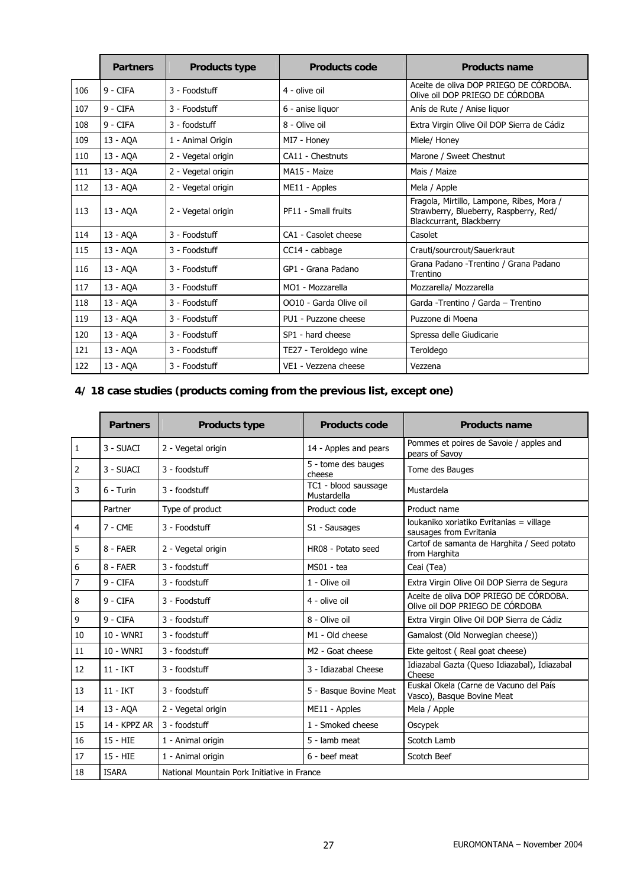| | Partners | Products type | Products code | Products name |
|---|---|---|---|---|
| 106 | 9 - CIFA | 3 - Foodstuff | 4 - olive oil | Aceite de oliva DOP PRIEGO DE CÓRDOBA. Olive oil DOP PRIEGO DE CÓRDOBA |
| 107 | 9 - CIFA | 3 - Foodstuff | 6 - anise liquor | Anís de Rute / Anise liquor |
| 108 | 9 - CIFA | 3 - foodstuff | 8 - Olive oil | Extra Virgin Olive Oil DOP Sierra de Cádiz |
| 109 | 13 - AQA | 1 - Animal Origin | MI7 - Honey | Miele/ Honey |
| 110 | 13 - AQA | 2 - Vegetal origin | CA11 - Chestnuts | Marone / Sweet Chestnut |
| 111 | 13 - AQA | 2 - Vegetal origin | MA15 - Maize | Mais / Maize |
| 112 | 13 - AQA | 2 - Vegetal origin | ME11 - Apples | Mela / Apple |
| 113 | 13 - AQA | 2 - Vegetal origin | PF11 - Small fruits | Fragola, Mirtillo, Lampone, Ribes, Mora / Strawberry, Blueberry, Raspberry, Red/ Blackcurrant, Blackberry |
| 114 | 13 - AQA | 3 - Foodstuff | CA1 - Casolet cheese | Casolet |
| 115 | 13 - AQA | 3 - Foodstuff | CC14 - cabbage | Crauti/sourcrout/Sauerkraut |
| 116 | 13 - AQA | 3 - Foodstuff | GP1 - Grana Padano | Grana Padano -Trentino / Grana Padano Trentino |
| 117 | 13 - AQA | 3 - Foodstuff | MO1 - Mozzarella | Mozzarella/ Mozzarella |
| 118 | 13 - AQA | 3 - Foodstuff | OO10 - Garda Olive oil | Garda -Trentino / Garda – Trentino |
| 119 | 13 - AQA | 3 - Foodstuff | PU1 - Puzzone cheese | Puzzone di Moena |
| 120 | 13 - AQA | 3 - Foodstuff | SP1 - hard cheese | Spressa delle Giudicarie |
| 121 | 13 - AQA | 3 - Foodstuff | TE27 - Teroldego wine | Teroldego |
| 122 | 13 - AQA | 3 - Foodstuff | VE1 - Vezzena cheese | Vezzena |

## 4/ 18 case studies (products coming from the previous list, except one)

| | Partners | Products type | Products code | Products name |
|---|---|---|---|---|
| 1 | 3 - SUACI | 2 - Vegetal origin | 14 - Apples and pears | Pommes et poires de Savoie / apples and pears of Savoy |
| 2 | 3 - SUACI | 3 - foodstuff | 5 - tome des bauges cheese | Tome des Bauges |
| 3 | 6 - Turin | 3 - foodstuff | TC1 - blood saussage Mustardella | Mustardela |
| | Partner | Type of product | Product code | Product name |
| 4 | 7 - CME | 3 - Foodstuff | S1 - Sausages | loukaniko xoriatiko Evritanias = village sausages from Evritania |
| 5 | 8 - FAER | 2 - Vegetal origin | HR08 - Potato seed | Cartof de samanta de Harghita / Seed potato from Harghita |
| 6 | 8 - FAER | 3 - foodstuff | MS01 - tea | Ceai (Tea) |
| 7 | 9 - CIFA | 3 - foodstuff | 1 - Olive oil | Extra Virgin Olive Oil DOP Sierra de Segura |
| 8 | 9 - CIFA | 3 - Foodstuff | 4 - olive oil | Aceite de oliva DOP PRIEGO DE CÓRDOBA. Olive oil DOP PRIEGO DE CÓRDOBA |
| 9 | 9 - CIFA | 3 - foodstuff | 8 - Olive oil | Extra Virgin Olive Oil DOP Sierra de Cádiz |
| 10 | 10 - WNRI | 3 - foodstuff | M1 - Old cheese | Gamalost (Old Norwegian cheese)) |
| 11 | 10 - WNRI | 3 - foodstuff | M2 - Goat cheese | Ekte geitost ( Real goat cheese) |
| 12 | 11 - IKT | 3 - foodstuff | 3 - Idiazabal Cheese | Idiazabal Gazta (Queso Idiazabal), Idiazabal Cheese |
| 13 | 11 - IKT | 3 - foodstuff | 5 - Basque Bovine Meat | Euskal Okela (Carne de Vacuno del País Vasco), Basque Bovine Meat |
| 14 | 13 - AQA | 2 - Vegetal origin | ME11 - Apples | Mela / Apple |
| 15 | 14 - KPPZ AR | 3 - foodstuff | 1 - Smoked cheese | Oscypek |
| 16 | 15 - HIE | 1 - Animal origin | 5 - lamb meat | Scotch Lamb |
| 17 | 15 - HIE | 1 - Animal origin | 6 - beef meat | Scotch Beef |
| 18 | ISARA | National Mountain Pork Initiative in France | | |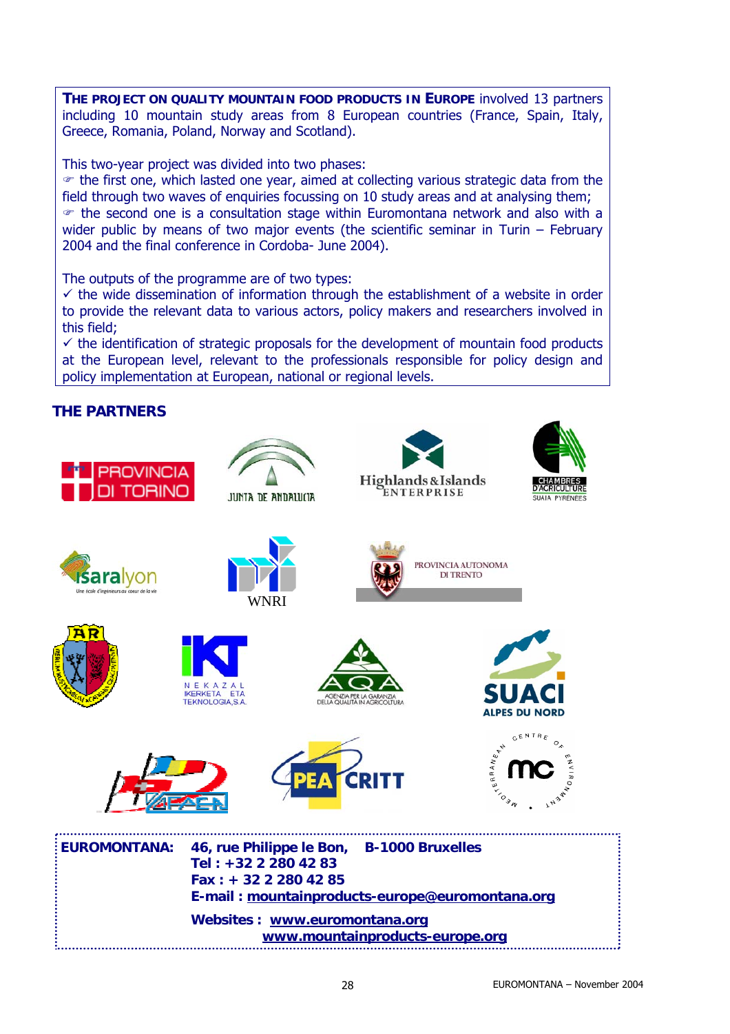**THE PROJECT ON QUALITY MOUNTAIN FOOD PRODUCTS IN EUROPE** involved 13 partners including 10 mountain study areas from 8 European countries (France, Spain, Italy, Greece, Romania, Poland, Norway and Scotland).

This two-year project was divided into two phases:

- the first one, which lasted one year, aimed at collecting various strategic data from the field through two waves of enquiries focussing on 10 study areas and at analysing them;
- the second one is a consultation stage within Euromontana network and also with a wider public by means of two major events (the scientific seminar in Turin – February 2004 and the final conference in Cordoba- June 2004).

The outputs of the programme are of two types:

- ✓ the wide dissemination of information through the establishment of a website in order to provide the relevant data to various actors, policy makers and researchers involved in this field;
- ✓ the identification of strategic proposals for the development of mountain food products at the European level, relevant to the professionals responsible for policy design and policy implementation at European, national or regional levels.

## THE PARTNERS

PROVINCIA DI TORINO

JUNTA DE ANDALUCIA

Highlands & Islands ENTERPRISE

CHAMBRES D'AGRICULTURE SUAIA PYRENEES

isaralyon — Une école d'ingénieurs au coeur de la vie

WNRI

PROVINCIA AUTONOMA DI TRENTO

AR

IKT — NEKAZAL IKERKETA ETA TEKNOLOGIA, S.A.

AQA — AGENZIA PER LA GARANZIA DELLA QUALITÀ IN AGRICOLTURA

SUACI ALPES DU NORD

PEA CRITT

MC — MEDITERRANEAN CENTRE OF ENVIRONMENT

**EUROMONTANA:** **46, rue Philippe le Bon, B-1000 Bruxelles**
**Tel : +32 2 280 42 83**
**Fax : + 32 2 280 42 85**
**E-mail : mountainproducts-europe@euromontana.org**

**Websites : www.euromontana.org**
**www.mountainproducts-europe.org**

EUROMONTANA – November 2004